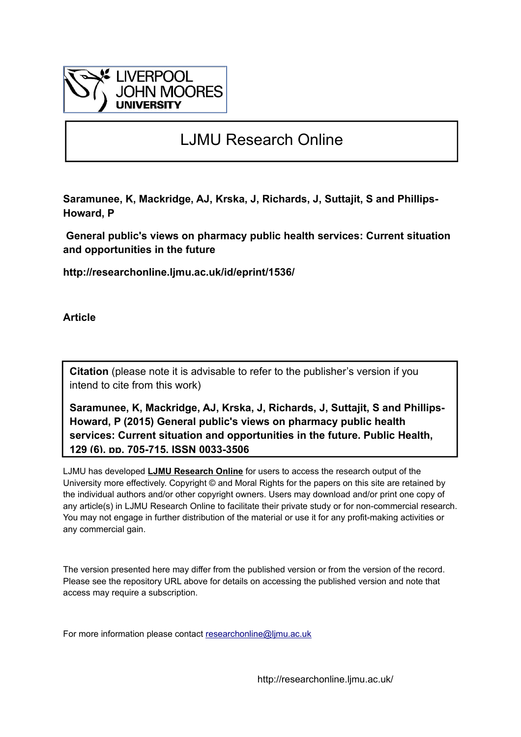# LJMU Research Online

**Saramunee, K, Mackridge, AJ, Krska, J, Richards, J, Suttajit, S and Phillips-Howard, P**

**General public's views on pharmacy public health services: Current situation and opportunities in the future**

**http://researchonline.ljmu.ac.uk/id/eprint/1536/**

**Article**

**Citation** (please note it is advisable to refer to the publisher's version if you intend to cite from this work)

**Saramunee, K, Mackridge, AJ, Krska, J, Richards, J, Suttajit, S and Phillips-Howard, P (2015) General public's views on pharmacy public health services: Current situation and opportunities in the future. Public Health, 129 (6). pp. 705-715. ISSN 0033-3506**

LJMU has developed **LJMU Research Online** for users to access the research output of the University more effectively. Copyright © and Moral Rights for the papers on this site are retained by the individual authors and/or other copyright owners. Users may download and/or print one copy of any article(s) in LJMU Research Online to facilitate their private study or for non-commercial research. You may not engage in further distribution of the material or use it for any profit-making activities or any commercial gain.

The version presented here may differ from the published version or from the version of the record. Please see the repository URL above for details on accessing the published version and note that access may require a subscription.

For more information please contact researchonline@ljmu.ac.uk

http://researchonline.ljmu.ac.uk/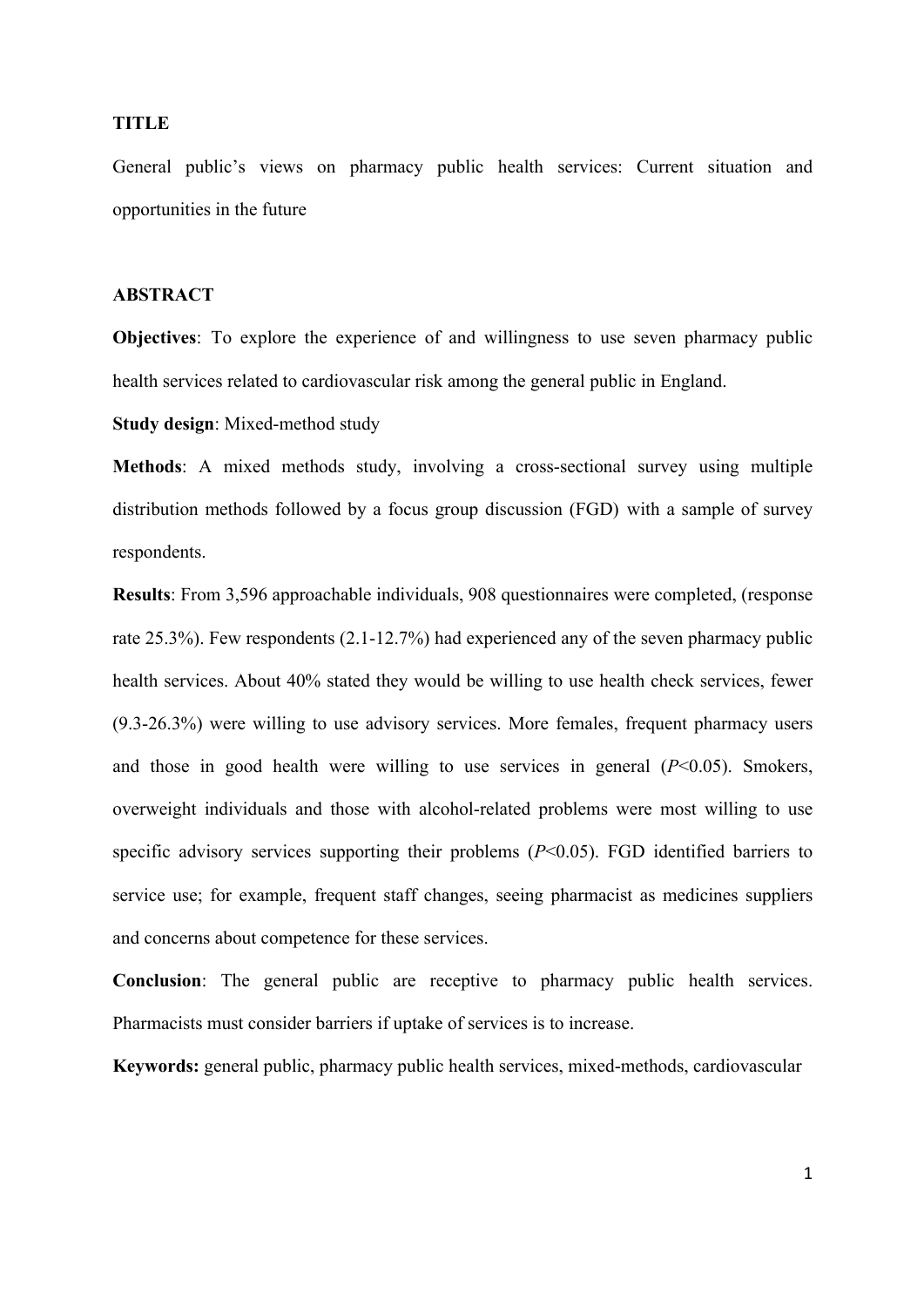**TITLE**

General public's views on pharmacy public health services: Current situation and opportunities in the future

**ABSTRACT**

**Objectives**: To explore the experience of and willingness to use seven pharmacy public health services related to cardiovascular risk among the general public in England.

**Study design**: Mixed-method study

**Methods**: A mixed methods study, involving a cross-sectional survey using multiple distribution methods followed by a focus group discussion (FGD) with a sample of survey respondents.

**Results**: From 3,596 approachable individuals, 908 questionnaires were completed, (response rate 25.3%). Few respondents (2.1-12.7%) had experienced any of the seven pharmacy public health services. About 40% stated they would be willing to use health check services, fewer (9.3-26.3%) were willing to use advisory services. More females, frequent pharmacy users and those in good health were willing to use services in general ($P<0.05$). Smokers, overweight individuals and those with alcohol-related problems were most willing to use specific advisory services supporting their problems ($P<0.05$). FGD identified barriers to service use; for example, frequent staff changes, seeing pharmacist as medicines suppliers and concerns about competence for these services.

**Conclusion**: The general public are receptive to pharmacy public health services. Pharmacists must consider barriers if uptake of services is to increase.

**Keywords:** general public, pharmacy public health services, mixed-methods, cardiovascular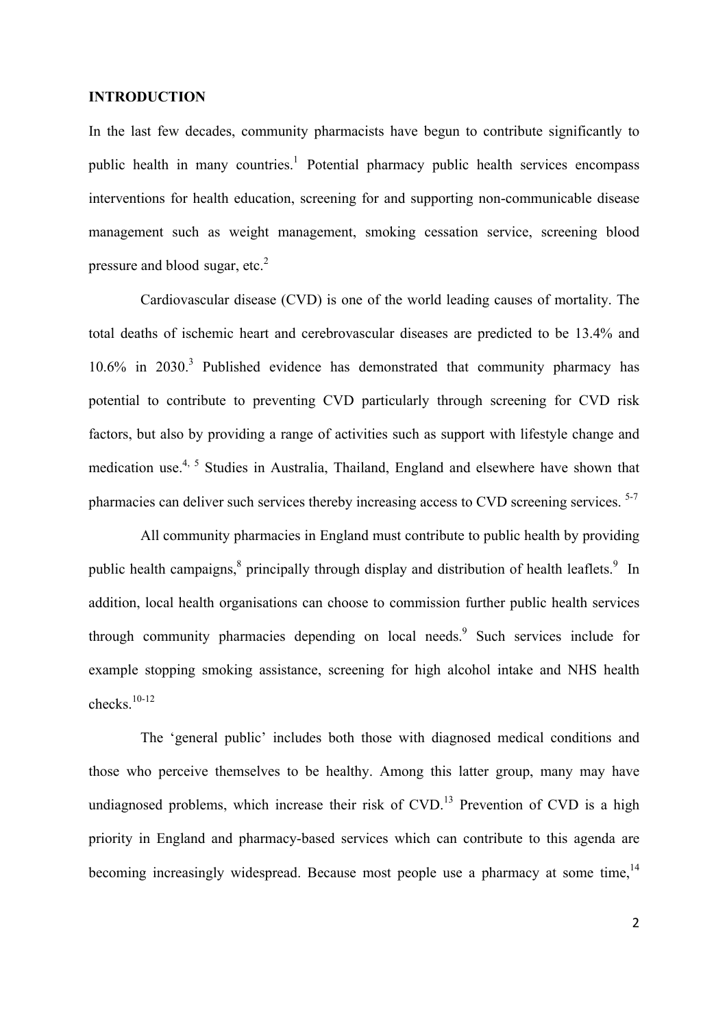## INTRODUCTION

In the last few decades, community pharmacists have begun to contribute significantly to public health in many countries.[1] Potential pharmacy public health services encompass interventions for health education, screening for and supporting non-communicable disease management such as weight management, smoking cessation service, screening blood pressure and blood sugar, etc.[2]

Cardiovascular disease (CVD) is one of the world leading causes of mortality. The total deaths of ischemic heart and cerebrovascular diseases are predicted to be 13.4% and 10.6% in 2030.[3] Published evidence has demonstrated that community pharmacy has potential to contribute to preventing CVD particularly through screening for CVD risk factors, but also by providing a range of activities such as support with lifestyle change and medication use.[4, 5] Studies in Australia, Thailand, England and elsewhere have shown that pharmacies can deliver such services thereby increasing access to CVD screening services.[5-7]

All community pharmacies in England must contribute to public health by providing public health campaigns,[8] principally through display and distribution of health leaflets.[9] In addition, local health organisations can choose to commission further public health services through community pharmacies depending on local needs.[9] Such services include for example stopping smoking assistance, screening for high alcohol intake and NHS health checks.[10-12]

The 'general public' includes both those with diagnosed medical conditions and those who perceive themselves to be healthy. Among this latter group, many may have undiagnosed problems, which increase their risk of CVD.[13] Prevention of CVD is a high priority in England and pharmacy-based services which can contribute to this agenda are becoming increasingly widespread. Because most people use a pharmacy at some time,[14]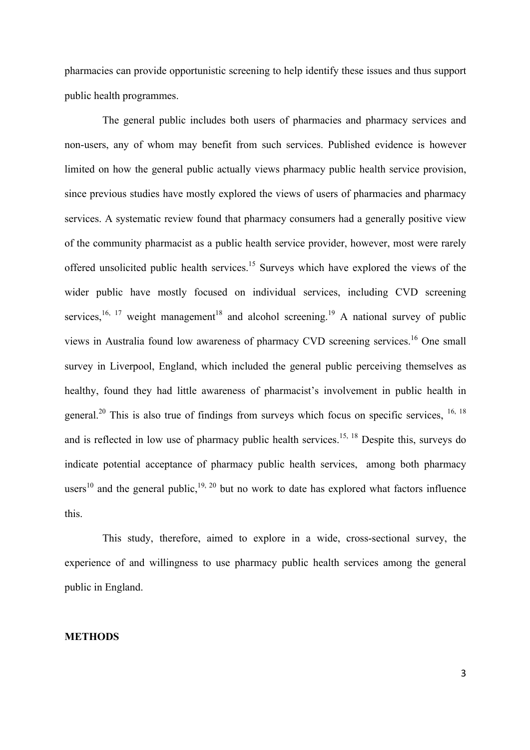pharmacies can provide opportunistic screening to help identify these issues and thus support public health programmes.

The general public includes both users of pharmacies and pharmacy services and non-users, any of whom may benefit from such services. Published evidence is however limited on how the general public actually views pharmacy public health service provision, since previous studies have mostly explored the views of users of pharmacies and pharmacy services. A systematic review found that pharmacy consumers had a generally positive view of the community pharmacist as a public health service provider, however, most were rarely offered unsolicited public health services.[15] Surveys which have explored the views of the wider public have mostly focused on individual services, including CVD screening services,[16, 17] weight management[18] and alcohol screening.[19] A national survey of public views in Australia found low awareness of pharmacy CVD screening services.[16] One small survey in Liverpool, England, which included the general public perceiving themselves as healthy, found they had little awareness of pharmacist's involvement in public health in general.[20] This is also true of findings from surveys which focus on specific services, [16, 18] and is reflected in low use of pharmacy public health services.[15, 18] Despite this, surveys do indicate potential acceptance of pharmacy public health services, among both pharmacy users[10] and the general public,[19, 20] but no work to date has explored what factors influence this.

This study, therefore, aimed to explore in a wide, cross-sectional survey, the experience of and willingness to use pharmacy public health services among the general public in England.

## METHODS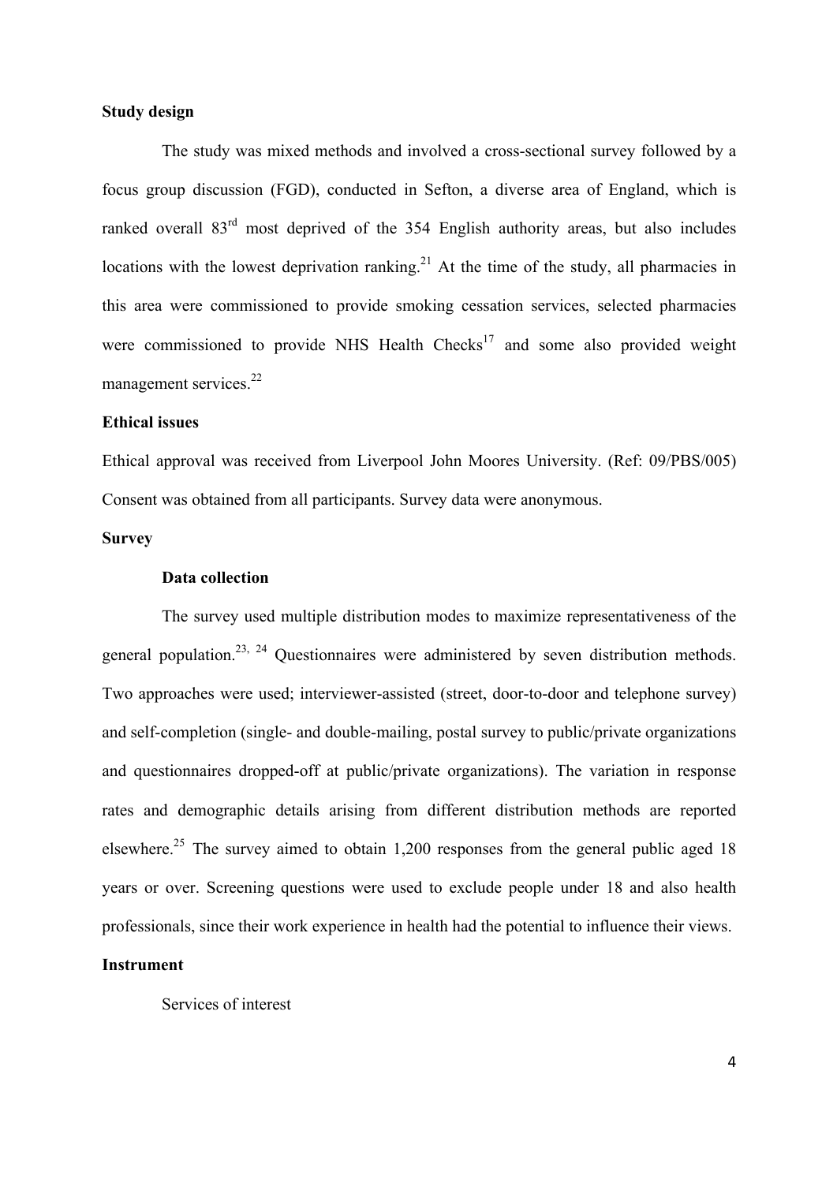**Study design**

The study was mixed methods and involved a cross-sectional survey followed by a focus group discussion (FGD), conducted in Sefton, a diverse area of England, which is ranked overall 83rd most deprived of the 354 English authority areas, but also includes locations with the lowest deprivation ranking.[21] At the time of the study, all pharmacies in this area were commissioned to provide smoking cessation services, selected pharmacies were commissioned to provide NHS Health Checks[17] and some also provided weight management services.[22]

**Ethical issues**

Ethical approval was received from Liverpool John Moores University. (Ref: 09/PBS/005) Consent was obtained from all participants. Survey data were anonymous.

**Survey**

**Data collection**

The survey used multiple distribution modes to maximize representativeness of the general population.[23, 24] Questionnaires were administered by seven distribution methods. Two approaches were used; interviewer-assisted (street, door-to-door and telephone survey) and self-completion (single- and double-mailing, postal survey to public/private organizations and questionnaires dropped-off at public/private organizations). The variation in response rates and demographic details arising from different distribution methods are reported elsewhere.[25] The survey aimed to obtain 1,200 responses from the general public aged 18 years or over. Screening questions were used to exclude people under 18 and also health professionals, since their work experience in health had the potential to influence their views.

**Instrument**

Services of interest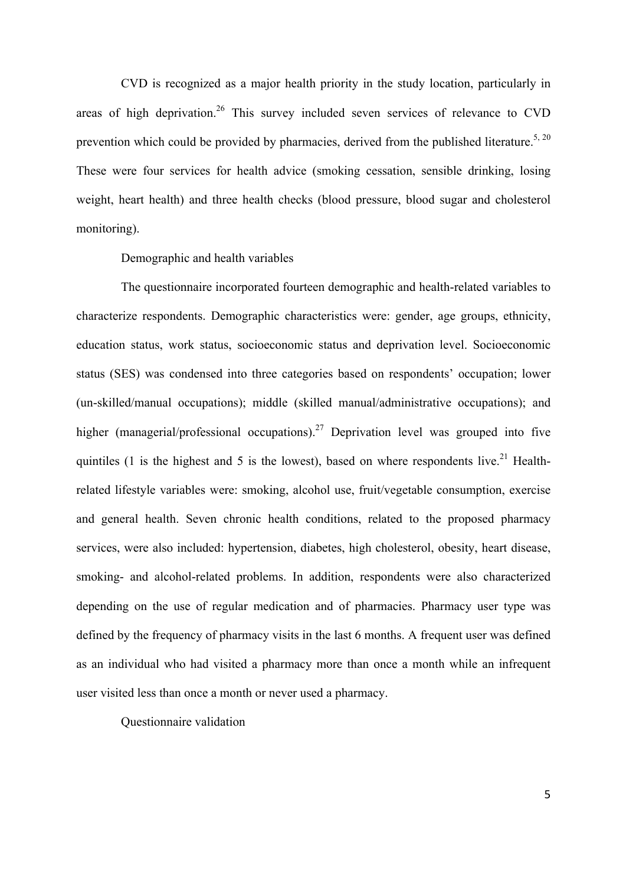CVD is recognized as a major health priority in the study location, particularly in areas of high deprivation.[26] This survey included seven services of relevance to CVD prevention which could be provided by pharmacies, derived from the published literature.[5, 20] These were four services for health advice (smoking cessation, sensible drinking, losing weight, heart health) and three health checks (blood pressure, blood sugar and cholesterol monitoring).

### Demographic and health variables

The questionnaire incorporated fourteen demographic and health-related variables to characterize respondents. Demographic characteristics were: gender, age groups, ethnicity, education status, work status, socioeconomic status and deprivation level. Socioeconomic status (SES) was condensed into three categories based on respondents' occupation; lower (un-skilled/manual occupations); middle (skilled manual/administrative occupations); and higher (managerial/professional occupations).[27] Deprivation level was grouped into five quintiles (1 is the highest and 5 is the lowest), based on where respondents live.[21] Health-related lifestyle variables were: smoking, alcohol use, fruit/vegetable consumption, exercise and general health. Seven chronic health conditions, related to the proposed pharmacy services, were also included: hypertension, diabetes, high cholesterol, obesity, heart disease, smoking- and alcohol-related problems. In addition, respondents were also characterized depending on the use of regular medication and of pharmacies. Pharmacy user type was defined by the frequency of pharmacy visits in the last 6 months. A frequent user was defined as an individual who had visited a pharmacy more than once a month while an infrequent user visited less than once a month or never used a pharmacy.

### Questionnaire validation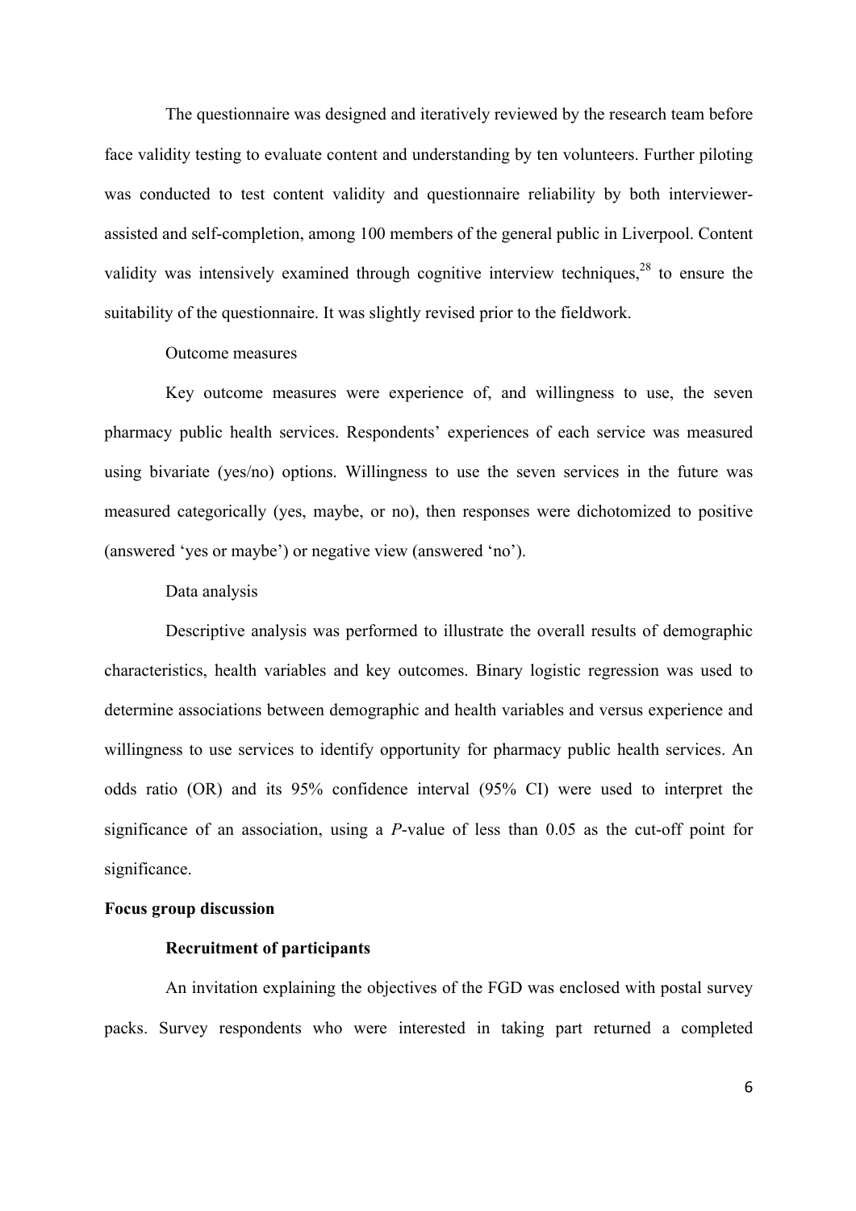The questionnaire was designed and iteratively reviewed by the research team before face validity testing to evaluate content and understanding by ten volunteers. Further piloting was conducted to test content validity and questionnaire reliability by both interviewer-assisted and self-completion, among 100 members of the general public in Liverpool. Content validity was intensively examined through cognitive interview techniques,[28] to ensure the suitability of the questionnaire. It was slightly revised prior to the fieldwork.

Outcome measures

Key outcome measures were experience of, and willingness to use, the seven pharmacy public health services. Respondents' experiences of each service was measured using bivariate (yes/no) options. Willingness to use the seven services in the future was measured categorically (yes, maybe, or no), then responses were dichotomized to positive (answered 'yes or maybe') or negative view (answered 'no').

Data analysis

Descriptive analysis was performed to illustrate the overall results of demographic characteristics, health variables and key outcomes. Binary logistic regression was used to determine associations between demographic and health variables and versus experience and willingness to use services to identify opportunity for pharmacy public health services. An odds ratio (OR) and its 95% confidence interval (95% CI) were used to interpret the significance of an association, using a *P*-value of less than 0.05 as the cut-off point for significance.

**Focus group discussion**

**Recruitment of participants**

An invitation explaining the objectives of the FGD was enclosed with postal survey packs. Survey respondents who were interested in taking part returned a completed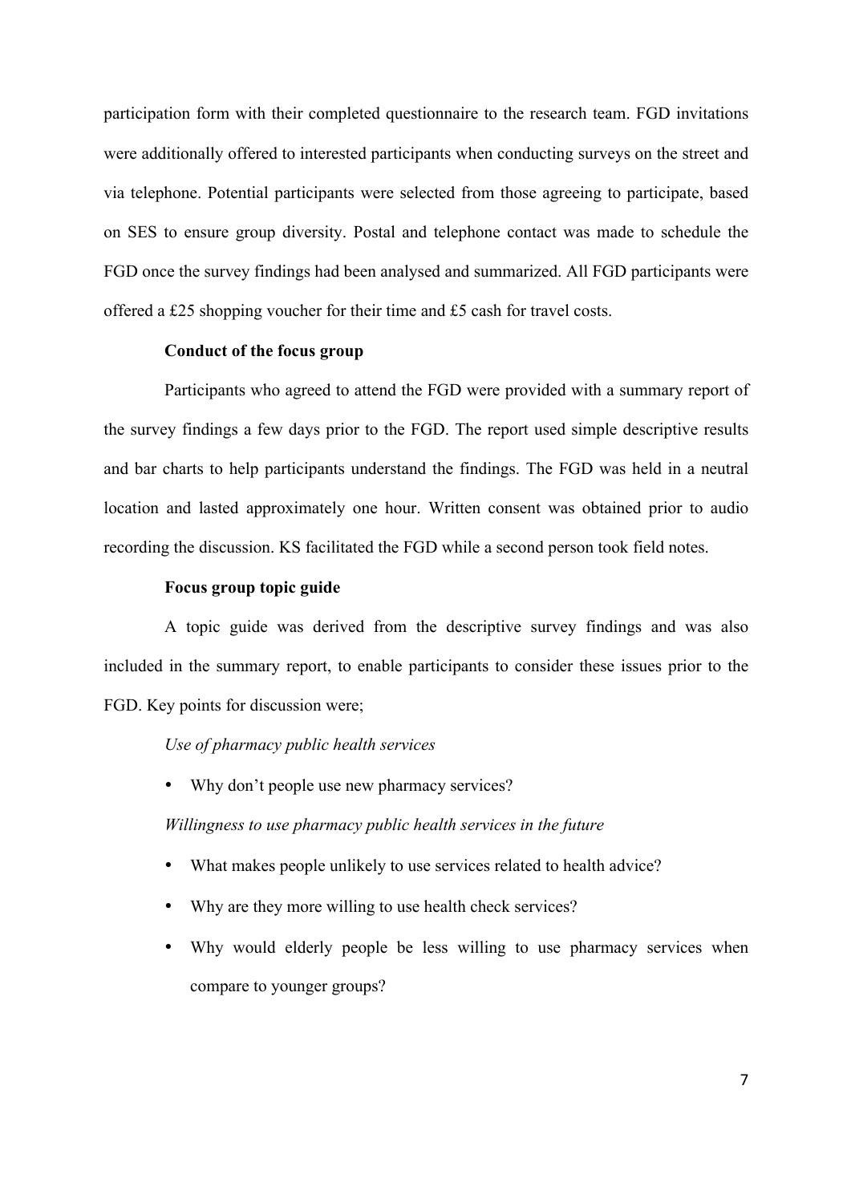participation form with their completed questionnaire to the research team. FGD invitations were additionally offered to interested participants when conducting surveys on the street and via telephone. Potential participants were selected from those agreeing to participate, based on SES to ensure group diversity. Postal and telephone contact was made to schedule the FGD once the survey findings had been analysed and summarized. All FGD participants were offered a £25 shopping voucher for their time and £5 cash for travel costs.

**Conduct of the focus group**

Participants who agreed to attend the FGD were provided with a summary report of the survey findings a few days prior to the FGD. The report used simple descriptive results and bar charts to help participants understand the findings. The FGD was held in a neutral location and lasted approximately one hour. Written consent was obtained prior to audio recording the discussion. KS facilitated the FGD while a second person took field notes.

**Focus group topic guide**

A topic guide was derived from the descriptive survey findings and was also included in the summary report, to enable participants to consider these issues prior to the FGD. Key points for discussion were;

*Use of pharmacy public health services*

- Why don't people use new pharmacy services?

*Willingness to use pharmacy public health services in the future*

- What makes people unlikely to use services related to health advice?
- Why are they more willing to use health check services?
- Why would elderly people be less willing to use pharmacy services when compare to younger groups?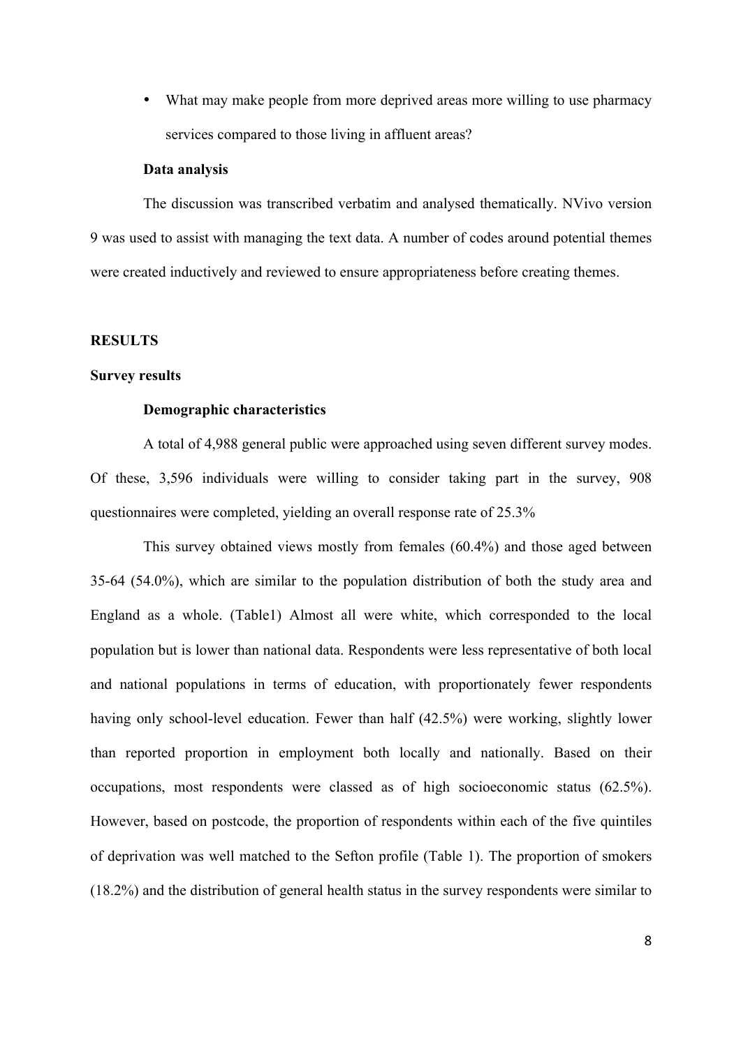- What may make people from more deprived areas more willing to use pharmacy services compared to those living in affluent areas?

**Data analysis**

The discussion was transcribed verbatim and analysed thematically. NVivo version 9 was used to assist with managing the text data. A number of codes around potential themes were created inductively and reviewed to ensure appropriateness before creating themes.

## RESULTS

### Survey results

#### Demographic characteristics

A total of 4,988 general public were approached using seven different survey modes. Of these, 3,596 individuals were willing to consider taking part in the survey, 908 questionnaires were completed, yielding an overall response rate of 25.3%

This survey obtained views mostly from females (60.4%) and those aged between 35-64 (54.0%), which are similar to the population distribution of both the study area and England as a whole. (Table1) Almost all were white, which corresponded to the local population but is lower than national data. Respondents were less representative of both local and national populations in terms of education, with proportionately fewer respondents having only school-level education. Fewer than half (42.5%) were working, slightly lower than reported proportion in employment both locally and nationally. Based on their occupations, most respondents were classed as of high socioeconomic status (62.5%). However, based on postcode, the proportion of respondents within each of the five quintiles of deprivation was well matched to the Sefton profile (Table 1). The proportion of smokers (18.2%) and the distribution of general health status in the survey respondents were similar to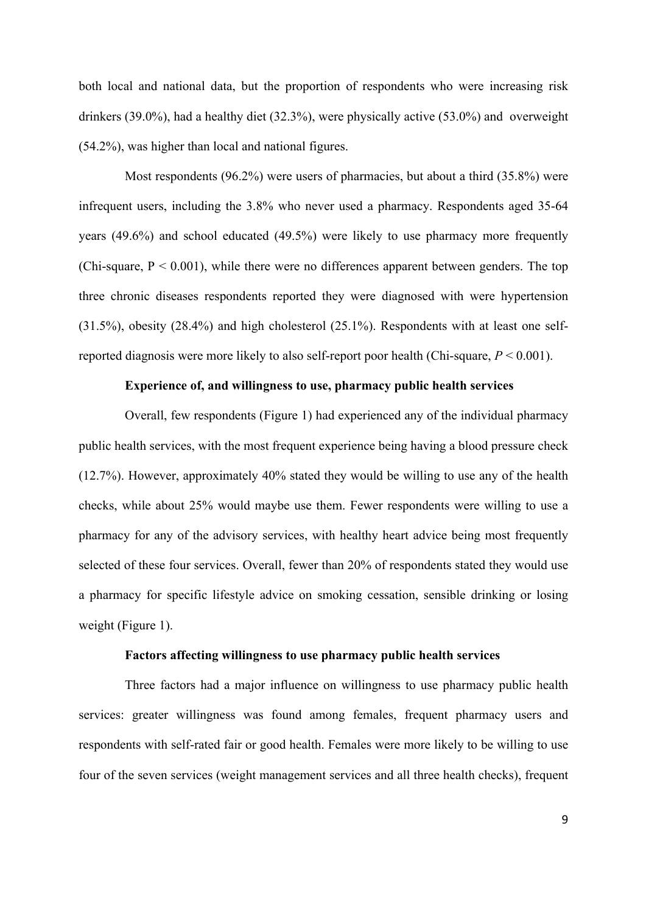both local and national data, but the proportion of respondents who were increasing risk drinkers (39.0%), had a healthy diet (32.3%), were physically active (53.0%) and overweight (54.2%), was higher than local and national figures.

Most respondents (96.2%) were users of pharmacies, but about a third (35.8%) were infrequent users, including the 3.8% who never used a pharmacy. Respondents aged 35-64 years (49.6%) and school educated (49.5%) were likely to use pharmacy more frequently (Chi-square, $P < 0.001$), while there were no differences apparent between genders. The top three chronic diseases respondents reported they were diagnosed with were hypertension (31.5%), obesity (28.4%) and high cholesterol (25.1%). Respondents with at least one self-reported diagnosis were more likely to also self-report poor health (Chi-square, $P < 0.001$).

### Experience of, and willingness to use, pharmacy public health services

Overall, few respondents (Figure 1) had experienced any of the individual pharmacy public health services, with the most frequent experience being having a blood pressure check (12.7%). However, approximately 40% stated they would be willing to use any of the health checks, while about 25% would maybe use them. Fewer respondents were willing to use a pharmacy for any of the advisory services, with healthy heart advice being most frequently selected of these four services. Overall, fewer than 20% of respondents stated they would use a pharmacy for specific lifestyle advice on smoking cessation, sensible drinking or losing weight (Figure 1).

### Factors affecting willingness to use pharmacy public health services

Three factors had a major influence on willingness to use pharmacy public health services: greater willingness was found among females, frequent pharmacy users and respondents with self-rated fair or good health. Females were more likely to be willing to use four of the seven services (weight management services and all three health checks), frequent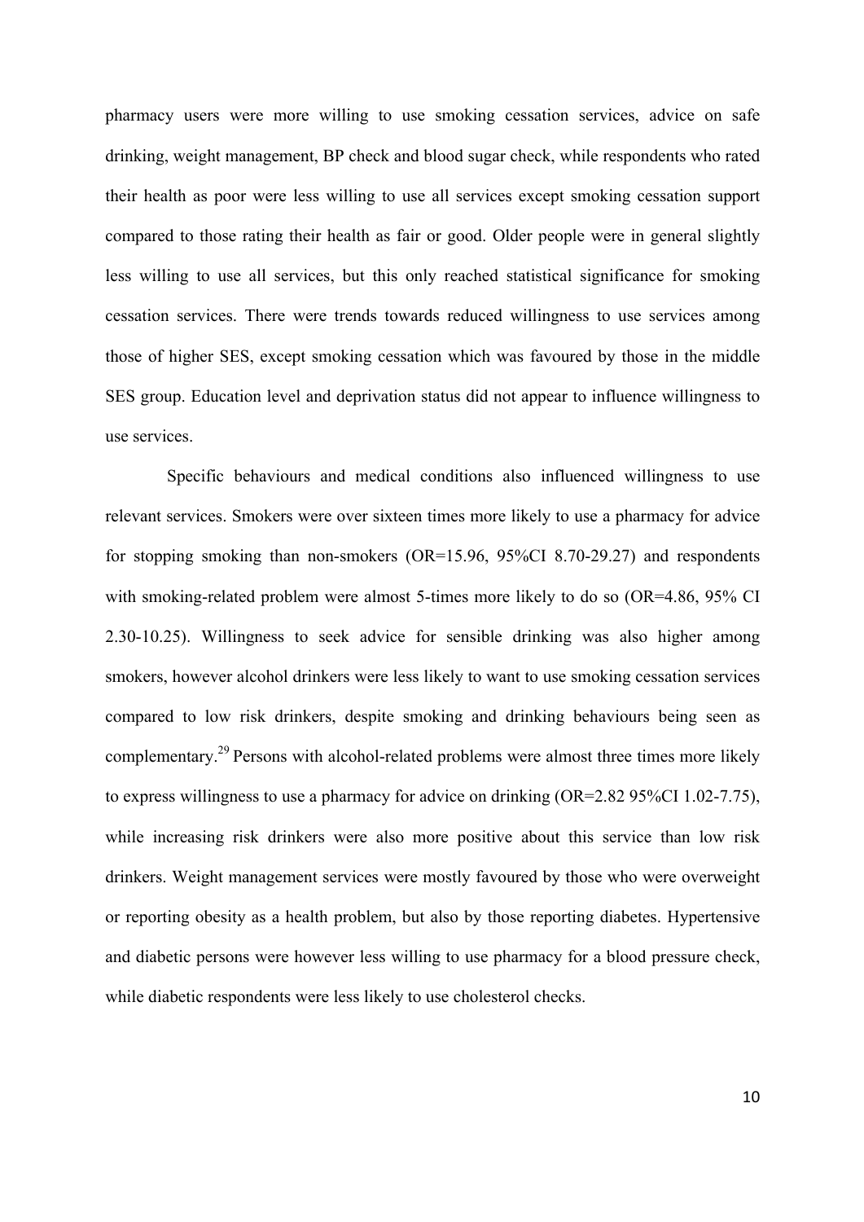pharmacy users were more willing to use smoking cessation services, advice on safe drinking, weight management, BP check and blood sugar check, while respondents who rated their health as poor were less willing to use all services except smoking cessation support compared to those rating their health as fair or good. Older people were in general slightly less willing to use all services, but this only reached statistical significance for smoking cessation services. There were trends towards reduced willingness to use services among those of higher SES, except smoking cessation which was favoured by those in the middle SES group. Education level and deprivation status did not appear to influence willingness to use services.

Specific behaviours and medical conditions also influenced willingness to use relevant services. Smokers were over sixteen times more likely to use a pharmacy for advice for stopping smoking than non-smokers (OR=15.96, 95%CI 8.70-29.27) and respondents with smoking-related problem were almost 5-times more likely to do so (OR=4.86, 95% CI 2.30-10.25). Willingness to seek advice for sensible drinking was also higher among smokers, however alcohol drinkers were less likely to want to use smoking cessation services compared to low risk drinkers, despite smoking and drinking behaviours being seen as complementary.[29] Persons with alcohol-related problems were almost three times more likely to express willingness to use a pharmacy for advice on drinking (OR=2.82 95%CI 1.02-7.75), while increasing risk drinkers were also more positive about this service than low risk drinkers. Weight management services were mostly favoured by those who were overweight or reporting obesity as a health problem, but also by those reporting diabetes. Hypertensive and diabetic persons were however less willing to use pharmacy for a blood pressure check, while diabetic respondents were less likely to use cholesterol checks.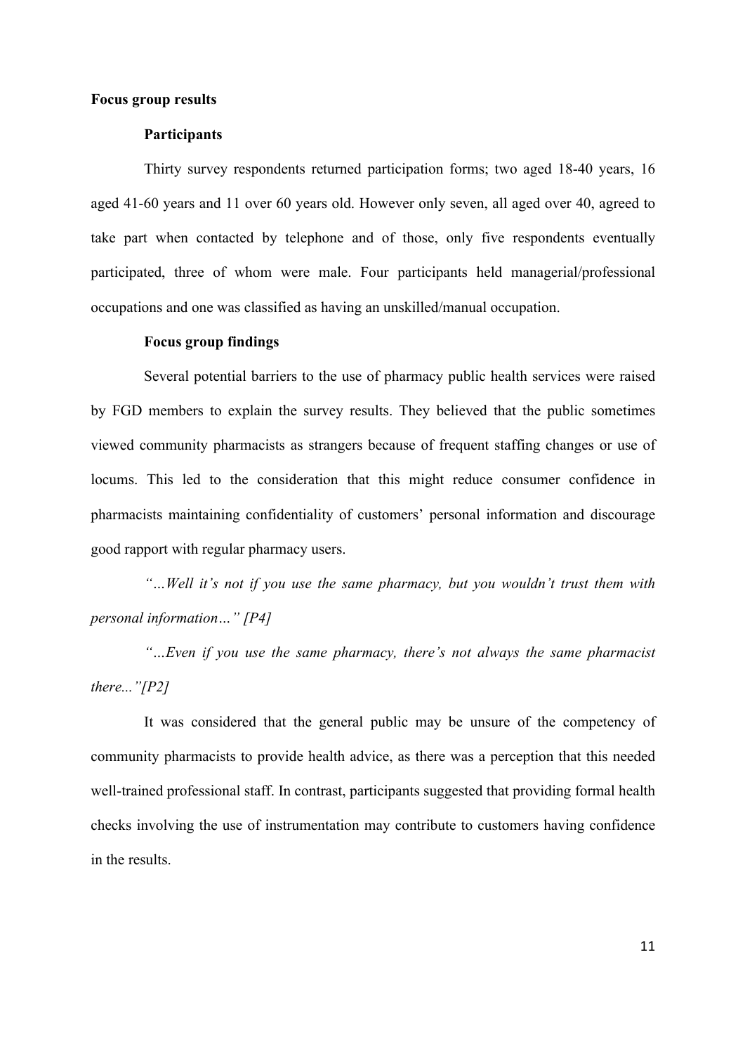## Focus group results

### Participants

Thirty survey respondents returned participation forms; two aged 18-40 years, 16 aged 41-60 years and 11 over 60 years old. However only seven, all aged over 40, agreed to take part when contacted by telephone and of those, only five respondents eventually participated, three of whom were male. Four participants held managerial/professional occupations and one was classified as having an unskilled/manual occupation.

### Focus group findings

Several potential barriers to the use of pharmacy public health services were raised by FGD members to explain the survey results. They believed that the public sometimes viewed community pharmacists as strangers because of frequent staffing changes or use of locums. This led to the consideration that this might reduce consumer confidence in pharmacists maintaining confidentiality of customers' personal information and discourage good rapport with regular pharmacy users.

*"…Well it's not if you use the same pharmacy, but you wouldn't trust them with personal information…" [P4]*

*"…Even if you use the same pharmacy, there's not always the same pharmacist there..."[P2]*

It was considered that the general public may be unsure of the competency of community pharmacists to provide health advice, as there was a perception that this needed well-trained professional staff. In contrast, participants suggested that providing formal health checks involving the use of instrumentation may contribute to customers having confidence in the results.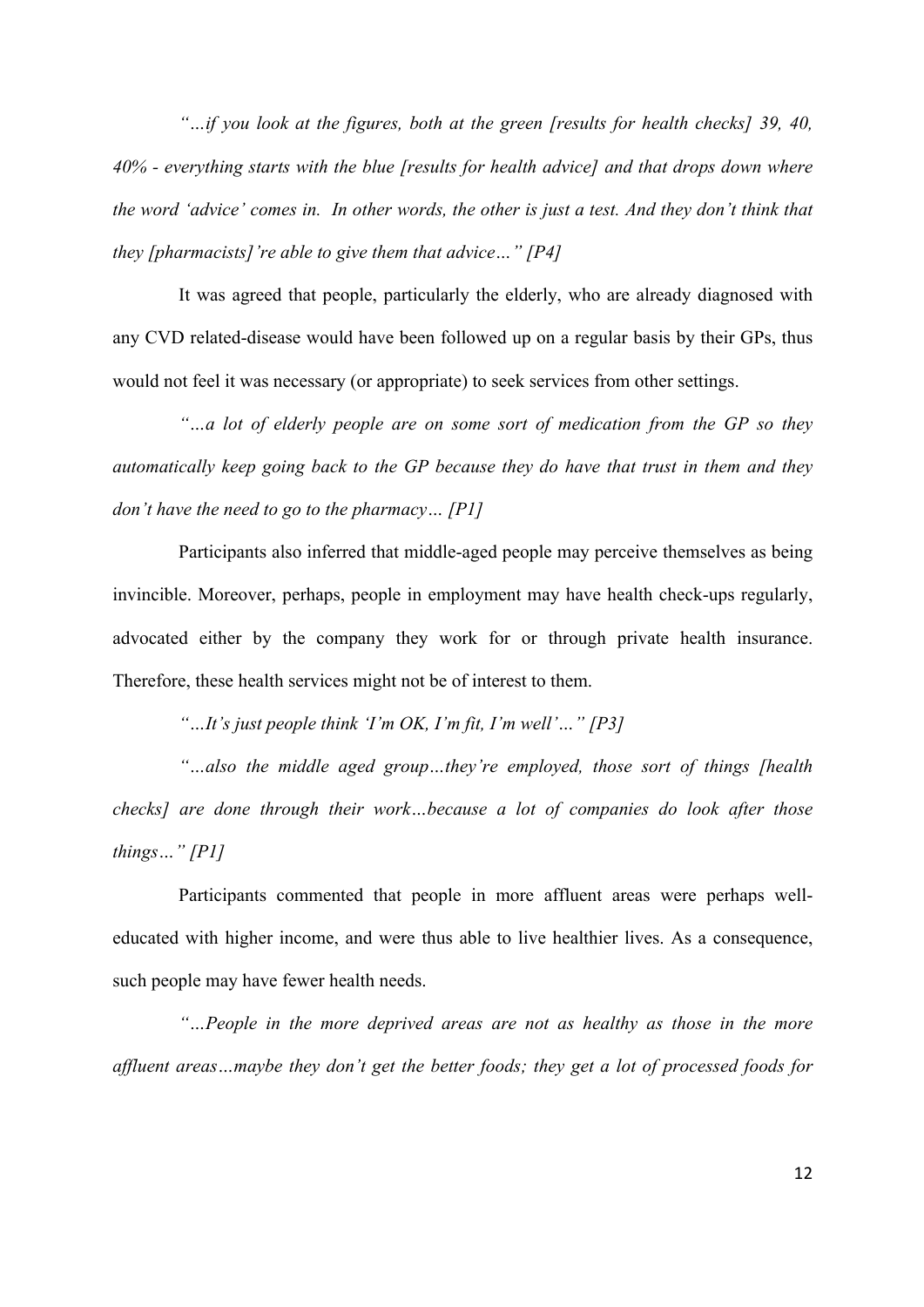*"…if you look at the figures, both at the green [results for health checks] 39, 40, 40% - everything starts with the blue [results for health advice] and that drops down where the word 'advice' comes in. In other words, the other is just a test. And they don't think that they [pharmacists]'re able to give them that advice…" [P4]*

It was agreed that people, particularly the elderly, who are already diagnosed with any CVD related-disease would have been followed up on a regular basis by their GPs, thus would not feel it was necessary (or appropriate) to seek services from other settings.

*"…a lot of elderly people are on some sort of medication from the GP so they automatically keep going back to the GP because they do have that trust in them and they don't have the need to go to the pharmacy… [P1]*

Participants also inferred that middle-aged people may perceive themselves as being invincible. Moreover, perhaps, people in employment may have health check-ups regularly, advocated either by the company they work for or through private health insurance. Therefore, these health services might not be of interest to them.

*"…It's just people think 'I'm OK, I'm fit, I'm well'…" [P3]*

*"…also the middle aged group…they're employed, those sort of things [health checks] are done through their work…because a lot of companies do look after those things…" [P1]*

Participants commented that people in more affluent areas were perhaps well-educated with higher income, and were thus able to live healthier lives. As a consequence, such people may have fewer health needs.

*"…People in the more deprived areas are not as healthy as those in the more affluent areas…maybe they don't get the better foods; they get a lot of processed foods for*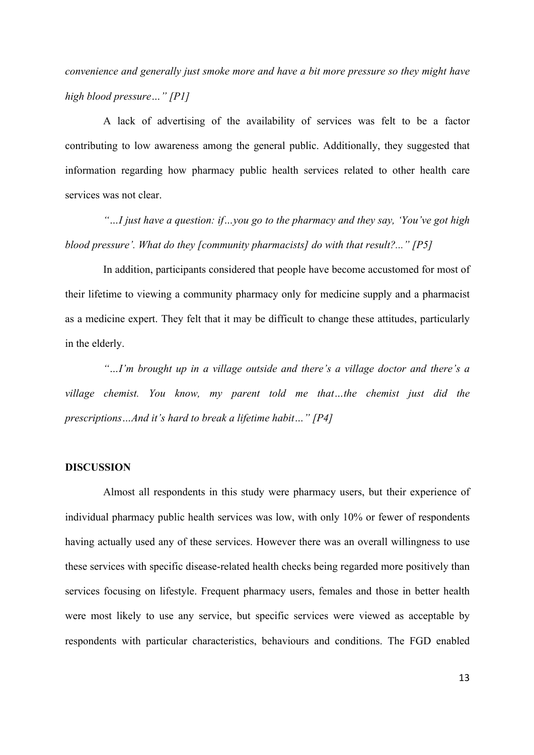*convenience and generally just smoke more and have a bit more pressure so they might have high blood pressure…" [P1]*

A lack of advertising of the availability of services was felt to be a factor contributing to low awareness among the general public. Additionally, they suggested that information regarding how pharmacy public health services related to other health care services was not clear.

*"…I just have a question: if…you go to the pharmacy and they say, 'You've got high blood pressure'. What do they [community pharmacists] do with that result?..." [P5]*

In addition, participants considered that people have become accustomed for most of their lifetime to viewing a community pharmacy only for medicine supply and a pharmacist as a medicine expert. They felt that it may be difficult to change these attitudes, particularly in the elderly.

*"…I'm brought up in a village outside and there's a village doctor and there's a village chemist. You know, my parent told me that…the chemist just did the prescriptions…And it's hard to break a lifetime habit…" [P4]*

**DISCUSSION**

Almost all respondents in this study were pharmacy users, but their experience of individual pharmacy public health services was low, with only 10% or fewer of respondents having actually used any of these services. However there was an overall willingness to use these services with specific disease-related health checks being regarded more positively than services focusing on lifestyle. Frequent pharmacy users, females and those in better health were most likely to use any service, but specific services were viewed as acceptable by respondents with particular characteristics, behaviours and conditions. The FGD enabled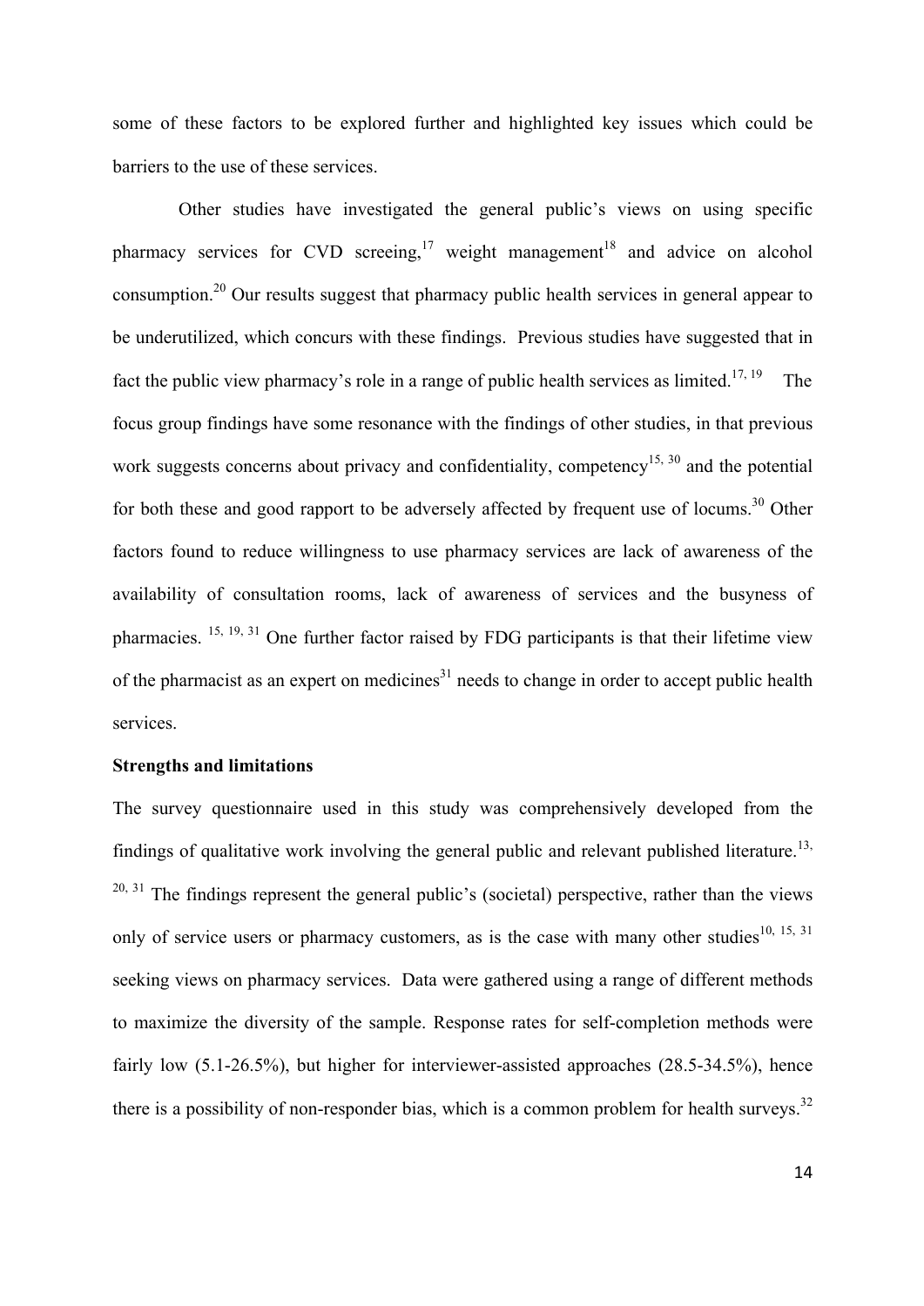some of these factors to be explored further and highlighted key issues which could be barriers to the use of these services.

Other studies have investigated the general public's views on using specific pharmacy services for CVD screeing,[17] weight management[18] and advice on alcohol consumption.[20] Our results suggest that pharmacy public health services in general appear to be underutilized, which concurs with these findings. Previous studies have suggested that in fact the public view pharmacy's role in a range of public health services as limited.[17, 19] The focus group findings have some resonance with the findings of other studies, in that previous work suggests concerns about privacy and confidentiality, competency[15, 30] and the potential for both these and good rapport to be adversely affected by frequent use of locums.[30] Other factors found to reduce willingness to use pharmacy services are lack of awareness of the availability of consultation rooms, lack of awareness of services and the busyness of pharmacies.[15, 19, 31] One further factor raised by FDG participants is that their lifetime view of the pharmacist as an expert on medicines[31] needs to change in order to accept public health services.

**Strengths and limitations**

The survey questionnaire used in this study was comprehensively developed from the findings of qualitative work involving the general public and relevant published literature.[13, 20, 31] The findings represent the general public's (societal) perspective, rather than the views only of service users or pharmacy customers, as is the case with many other studies[10, 15, 31] seeking views on pharmacy services. Data were gathered using a range of different methods to maximize the diversity of the sample. Response rates for self-completion methods were fairly low (5.1-26.5%), but higher for interviewer-assisted approaches (28.5-34.5%), hence there is a possibility of non-responder bias, which is a common problem for health surveys.[32]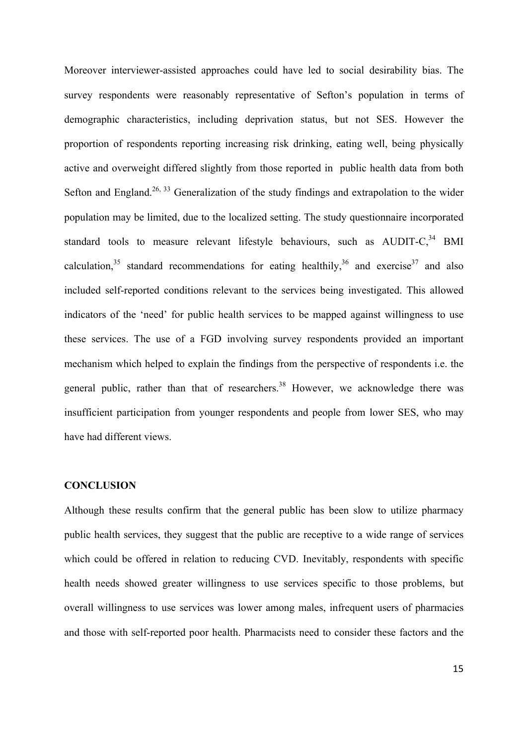Moreover interviewer-assisted approaches could have led to social desirability bias. The survey respondents were reasonably representative of Sefton's population in terms of demographic characteristics, including deprivation status, but not SES. However the proportion of respondents reporting increasing risk drinking, eating well, being physically active and overweight differed slightly from those reported in public health data from both Sefton and England.[26, 33] Generalization of the study findings and extrapolation to the wider population may be limited, due to the localized setting. The study questionnaire incorporated standard tools to measure relevant lifestyle behaviours, such as AUDIT-C,[34] BMI calculation,[35] standard recommendations for eating healthily,[36] and exercise[37] and also included self-reported conditions relevant to the services being investigated. This allowed indicators of the 'need' for public health services to be mapped against willingness to use these services. The use of a FGD involving survey respondents provided an important mechanism which helped to explain the findings from the perspective of respondents i.e. the general public, rather than that of researchers.[38] However, we acknowledge there was insufficient participation from younger respondents and people from lower SES, who may have had different views.

## CONCLUSION

Although these results confirm that the general public has been slow to utilize pharmacy public health services, they suggest that the public are receptive to a wide range of services which could be offered in relation to reducing CVD. Inevitably, respondents with specific health needs showed greater willingness to use services specific to those problems, but overall willingness to use services was lower among males, infrequent users of pharmacies and those with self-reported poor health. Pharmacists need to consider these factors and the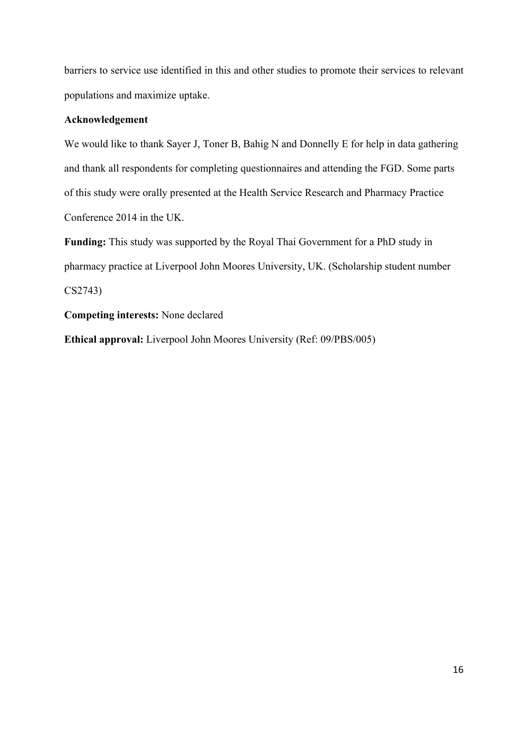barriers to service use identified in this and other studies to promote their services to relevant populations and maximize uptake.

**Acknowledgement**

We would like to thank Sayer J, Toner B, Bahig N and Donnelly E for help in data gathering and thank all respondents for completing questionnaires and attending the FGD. Some parts of this study were orally presented at the Health Service Research and Pharmacy Practice Conference 2014 in the UK.

**Funding:** This study was supported by the Royal Thai Government for a PhD study in pharmacy practice at Liverpool John Moores University, UK. (Scholarship student number CS2743)

**Competing interests:** None declared

**Ethical approval:** Liverpool John Moores University (Ref: 09/PBS/005)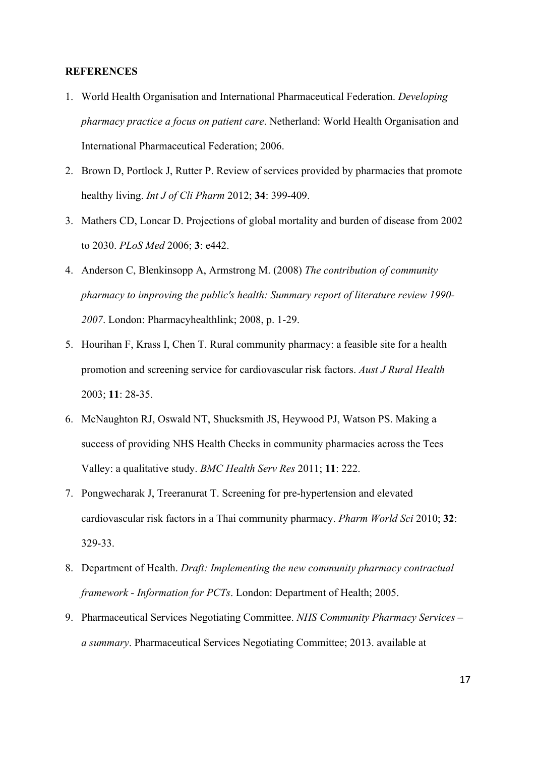**REFERENCES**

1. World Health Organisation and International Pharmaceutical Federation. *Developing pharmacy practice a focus on patient care*. Netherland: World Health Organisation and International Pharmaceutical Federation; 2006.
2. Brown D, Portlock J, Rutter P. Review of services provided by pharmacies that promote healthy living. *Int J of Cli Pharm* 2012; **34**: 399-409.
3. Mathers CD, Loncar D. Projections of global mortality and burden of disease from 2002 to 2030. *PLoS Med* 2006; **3**: e442.
4. Anderson C, Blenkinsopp A, Armstrong M. (2008) *The contribution of community pharmacy to improving the public's health: Summary report of literature review 1990-2007*. London: Pharmacyhealthlink; 2008, p. 1-29.
5. Hourihan F, Krass I, Chen T. Rural community pharmacy: a feasible site for a health promotion and screening service for cardiovascular risk factors. *Aust J Rural Health* 2003; **11**: 28-35.
6. McNaughton RJ, Oswald NT, Shucksmith JS, Heywood PJ, Watson PS. Making a success of providing NHS Health Checks in community pharmacies across the Tees Valley: a qualitative study. *BMC Health Serv Res* 2011; **11**: 222.
7. Pongwecharak J, Treeranurat T. Screening for pre-hypertension and elevated cardiovascular risk factors in a Thai community pharmacy. *Pharm World Sci* 2010; **32**: 329-33.
8. Department of Health. *Draft: Implementing the new community pharmacy contractual framework - Information for PCTs*. London: Department of Health; 2005.
9. Pharmaceutical Services Negotiating Committee. *NHS Community Pharmacy Services – a summary*. Pharmaceutical Services Negotiating Committee; 2013. available at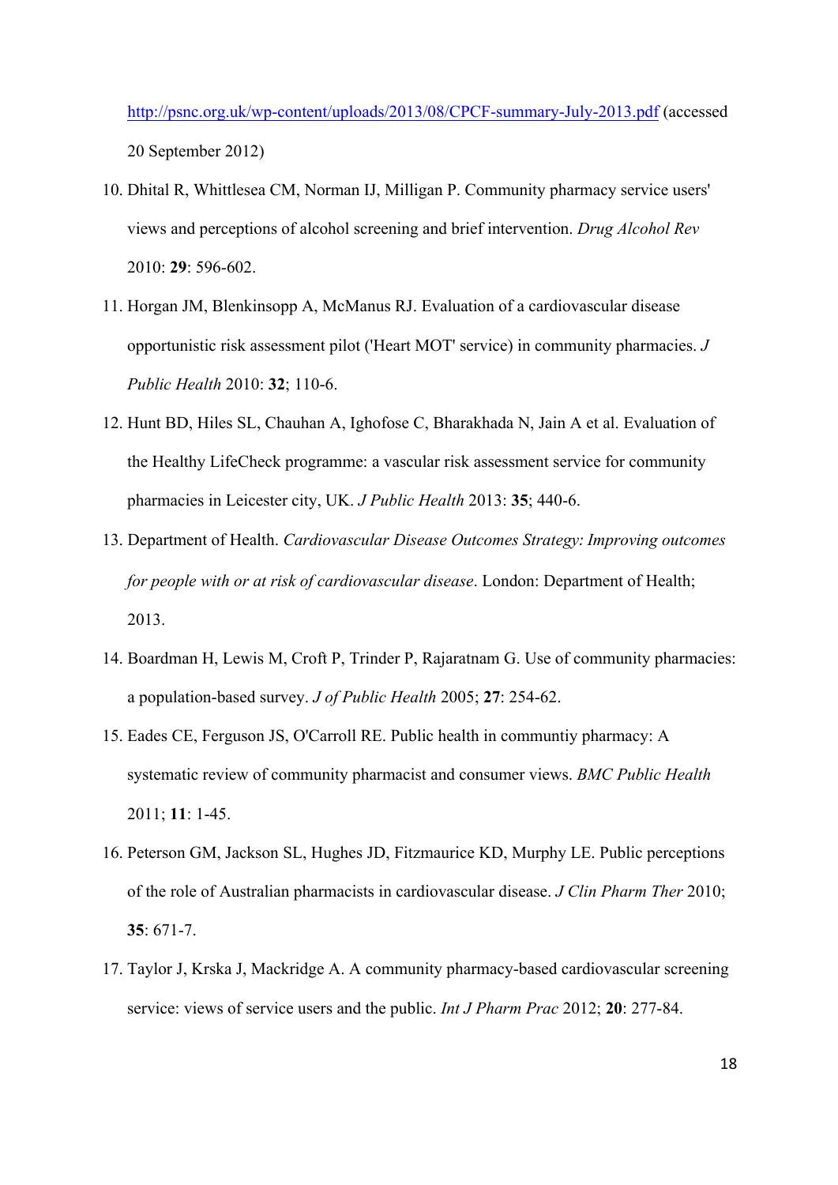http://psnc.org.uk/wp-content/uploads/2013/08/CPCF-summary-July-2013.pdf (accessed 20 September 2012)

10. Dhital R, Whittlesea CM, Norman IJ, Milligan P. Community pharmacy service users' views and perceptions of alcohol screening and brief intervention. *Drug Alcohol Rev* 2010: **29**: 596-602.

11. Horgan JM, Blenkinsopp A, McManus RJ. Evaluation of a cardiovascular disease opportunistic risk assessment pilot ('Heart MOT' service) in community pharmacies. *J Public Health* 2010: **32**; 110-6.

12. Hunt BD, Hiles SL, Chauhan A, Ighofose C, Bharakhada N, Jain A et al. Evaluation of the Healthy LifeCheck programme: a vascular risk assessment service for community pharmacies in Leicester city, UK. *J Public Health* 2013: **35**; 440-6.

13. Department of Health. *Cardiovascular Disease Outcomes Strategy: Improving outcomes for people with or at risk of cardiovascular disease*. London: Department of Health; 2013.

14. Boardman H, Lewis M, Croft P, Trinder P, Rajaratnam G. Use of community pharmacies: a population-based survey. *J of Public Health* 2005; **27**: 254-62.

15. Eades CE, Ferguson JS, O'Carroll RE. Public health in communtiy pharmacy: A systematic review of community pharmacist and consumer views. *BMC Public Health* 2011; **11**: 1-45.

16. Peterson GM, Jackson SL, Hughes JD, Fitzmaurice KD, Murphy LE. Public perceptions of the role of Australian pharmacists in cardiovascular disease. *J Clin Pharm Ther* 2010; **35**: 671-7.

17. Taylor J, Krska J, Mackridge A. A community pharmacy-based cardiovascular screening service: views of service users and the public. *Int J Pharm Prac* 2012; **20**: 277-84.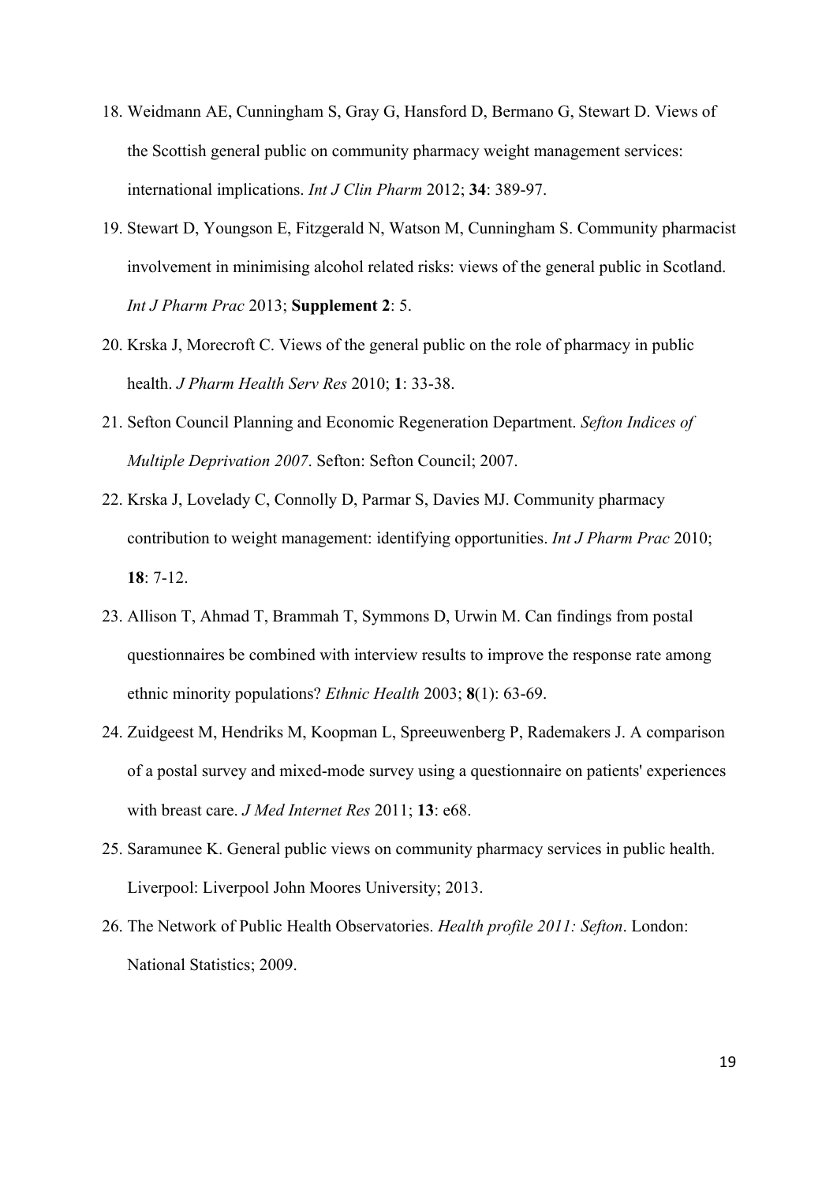18. Weidmann AE, Cunningham S, Gray G, Hansford D, Bermano G, Stewart D. Views of the Scottish general public on community pharmacy weight management services: international implications. *Int J Clin Pharm* 2012; **34**: 389-97.
19. Stewart D, Youngson E, Fitzgerald N, Watson M, Cunningham S. Community pharmacist involvement in minimising alcohol related risks: views of the general public in Scotland. *Int J Pharm Prac* 2013; **Supplement 2**: 5.
20. Krska J, Morecroft C. Views of the general public on the role of pharmacy in public health. *J Pharm Health Serv Res* 2010; **1**: 33-38.
21. Sefton Council Planning and Economic Regeneration Department. *Sefton Indices of Multiple Deprivation 2007*. Sefton: Sefton Council; 2007.
22. Krska J, Lovelady C, Connolly D, Parmar S, Davies MJ. Community pharmacy contribution to weight management: identifying opportunities. *Int J Pharm Prac* 2010; **18**: 7-12.
23. Allison T, Ahmad T, Brammah T, Symmons D, Urwin M. Can findings from postal questionnaires be combined with interview results to improve the response rate among ethnic minority populations? *Ethnic Health* 2003; **8**(1): 63-69.
24. Zuidgeest M, Hendriks M, Koopman L, Spreeuwenberg P, Rademakers J. A comparison of a postal survey and mixed-mode survey using a questionnaire on patients' experiences with breast care. *J Med Internet Res* 2011; **13**: e68.
25. Saramunee K. General public views on community pharmacy services in public health. Liverpool: Liverpool John Moores University; 2013.
26. The Network of Public Health Observatories. *Health profile 2011: Sefton*. London: National Statistics; 2009.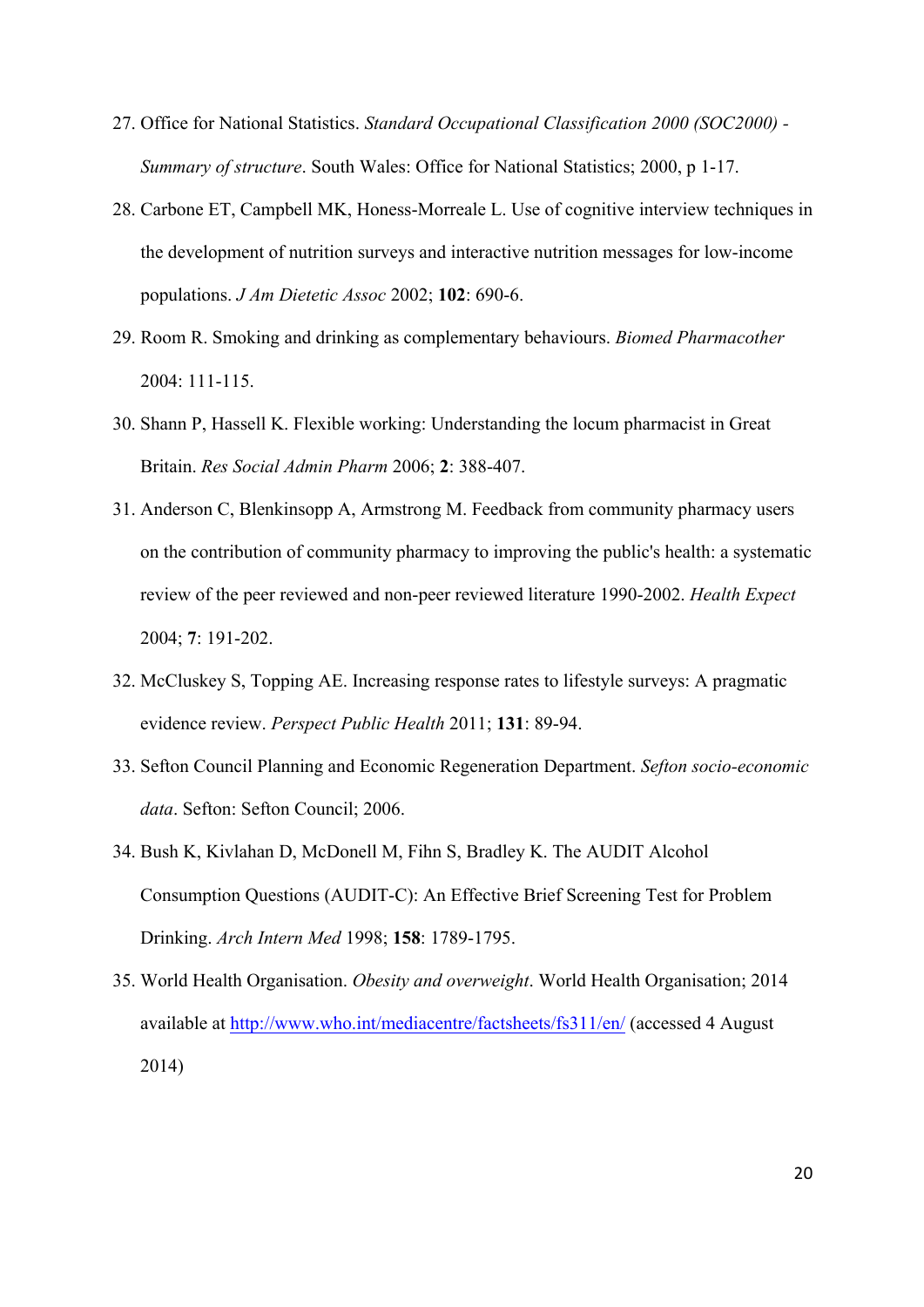27. Office for National Statistics. *Standard Occupational Classification 2000 (SOC2000) - Summary of structure*. South Wales: Office for National Statistics; 2000, p 1-17.

28. Carbone ET, Campbell MK, Honess-Morreale L. Use of cognitive interview techniques in the development of nutrition surveys and interactive nutrition messages for low-income populations. *J Am Dietetic Assoc* 2002; **102**: 690-6.

29. Room R. Smoking and drinking as complementary behaviours. *Biomed Pharmacother* 2004: 111-115.

30. Shann P, Hassell K. Flexible working: Understanding the locum pharmacist in Great Britain. *Res Social Admin Pharm* 2006; **2**: 388-407.

31. Anderson C, Blenkinsopp A, Armstrong M. Feedback from community pharmacy users on the contribution of community pharmacy to improving the public's health: a systematic review of the peer reviewed and non-peer reviewed literature 1990-2002. *Health Expect* 2004; **7**: 191-202.

32. McCluskey S, Topping AE. Increasing response rates to lifestyle surveys: A pragmatic evidence review. *Perspect Public Health* 2011; **131**: 89-94.

33. Sefton Council Planning and Economic Regeneration Department. *Sefton socio-economic data*. Sefton: Sefton Council; 2006.

34. Bush K, Kivlahan D, McDonell M, Fihn S, Bradley K. The AUDIT Alcohol Consumption Questions (AUDIT-C): An Effective Brief Screening Test for Problem Drinking. *Arch Intern Med* 1998; **158**: 1789-1795.

35. World Health Organisation. *Obesity and overweight*. World Health Organisation; 2014 available at http://www.who.int/mediacentre/factsheets/fs311/en/ (accessed 4 August 2014)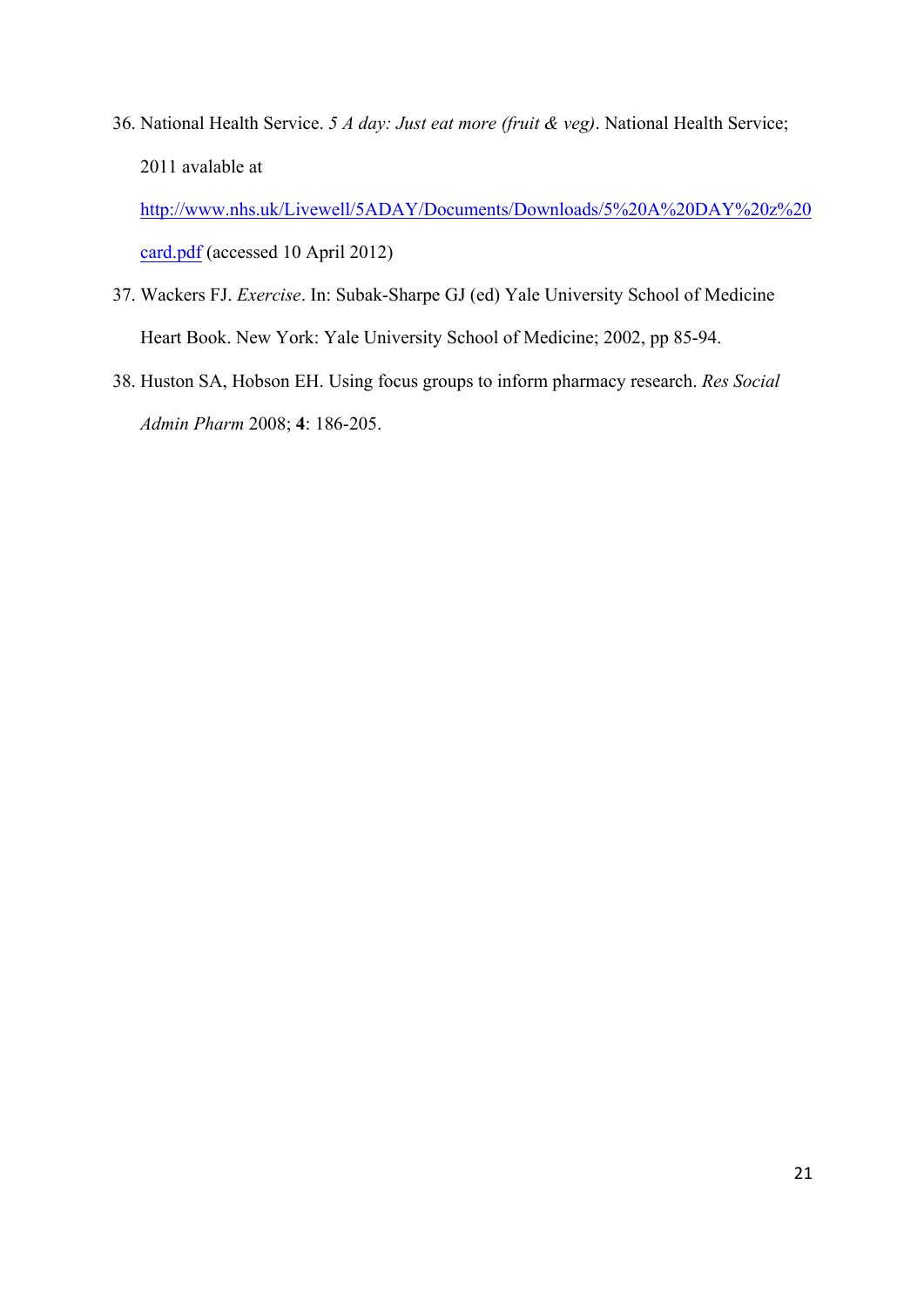36. National Health Service. *5 A day: Just eat more (fruit & veg)*. National Health Service; 2011 avalable at http://www.nhs.uk/Livewell/5ADAY/Documents/Downloads/5%20A%20DAY%20z%20card.pdf (accessed 10 April 2012)
37. Wackers FJ. *Exercise*. In: Subak-Sharpe GJ (ed) Yale University School of Medicine Heart Book. New York: Yale University School of Medicine; 2002, pp 85-94.
38. Huston SA, Hobson EH. Using focus groups to inform pharmacy research. *Res Social Admin Pharm* 2008; **4**: 186-205.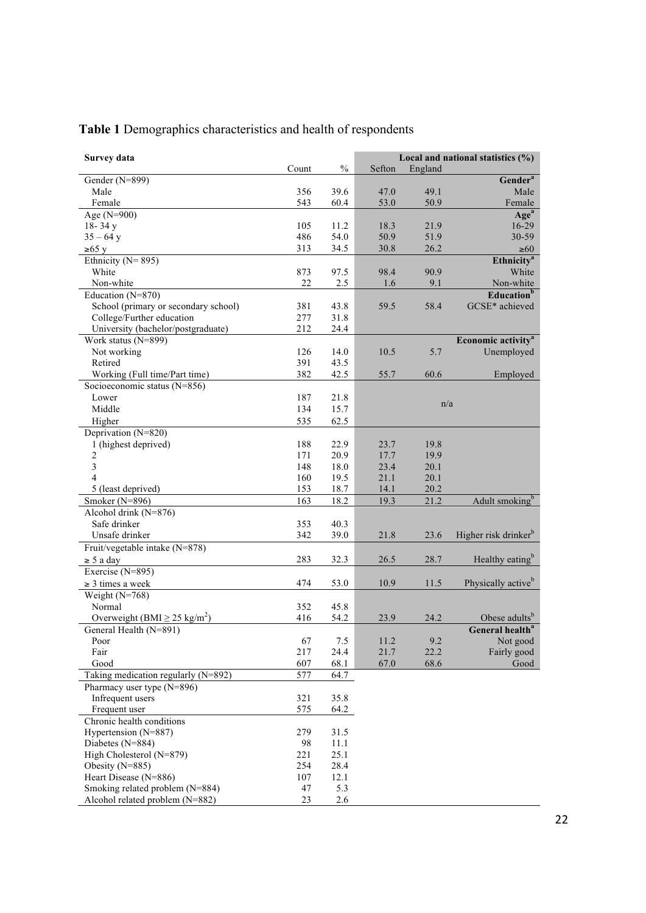**Table 1** Demographics characteristics and health of respondents

| Survey data | Count | % | Sefton | England | Local and national statistics (%) |
|---|---|---|---|---|---|
| Gender (N=899) | | | | | **Gender[a]** |
| Male | 356 | 39.6 | 47.0 | 49.1 | Male |
| Female | 543 | 60.4 | 53.0 | 50.9 | Female |
| Age (N=900) | | | | | **Age[a]** |
| 18- 34 y | 105 | 11.2 | 18.3 | 21.9 | 16-29 |
| 35 – 64 y | 486 | 54.0 | 50.9 | 51.9 | 30-59 |
| ≥65 y | 313 | 34.5 | 30.8 | 26.2 | ≥60 |
| Ethnicity (N= 895) | | | | | **Ethnicity[a]** |
| White | 873 | 97.5 | 98.4 | 90.9 | White |
| Non-white | 22 | 2.5 | 1.6 | 9.1 | Non-white |
| Education (N=870) | | | | | **Education[b]** |
| School (primary or secondary school) | 381 | 43.8 | 59.5 | 58.4 | GCSE* achieved |
| College/Further education | 277 | 31.8 | | | |
| University (bachelor/postgraduate) | 212 | 24.4 | | | |
| Work status (N=899) | | | | | **Economic activity[a]** |
| Not working | 126 | 14.0 | 10.5 | 5.7 | Unemployed |
| Retired | 391 | 43.5 | | | |
| Working (Full time/Part time) | 382 | 42.5 | 55.7 | 60.6 | Employed |
| Socioeconomic status (N=856) | | | | | |
| Lower | 187 | 21.8 | | n/a | |
| Middle | 134 | 15.7 | | | |
| Higher | 535 | 62.5 | | | |
| Deprivation (N=820) | | | | | |
| 1 (highest deprived) | 188 | 22.9 | 23.7 | 19.8 | |
| 2 | 171 | 20.9 | 17.7 | 19.9 | |
| 3 | 148 | 18.0 | 23.4 | 20.1 | |
| 4 | 160 | 19.5 | 21.1 | 20.1 | |
| 5 (least deprived) | 153 | 18.7 | 14.1 | 20.2 | |
| Smoker (N=896) | 163 | 18.2 | 19.3 | 21.2 | Adult smoking[b] |
| Alcohol drink (N=876) | | | | | |
| Safe drinker | 353 | 40.3 | | | |
| Unsafe drinker | 342 | 39.0 | 21.8 | 23.6 | Higher risk drinker[b] |
| Fruit/vegetable intake (N=878) | | | | | |
| ≥ 5 a day | 283 | 32.3 | 26.5 | 28.7 | Healthy eating[b] |
| Exercise (N=895) | | | | | |
| ≥ 3 times a week | 474 | 53.0 | 10.9 | 11.5 | Physically active[b] |
| Weight (N=768) | | | | | |
| Normal | 352 | 45.8 | | | |
| Overweight (BMI ≥ 25 kg/m$^2$) | 416 | 54.2 | 23.9 | 24.2 | Obese adults[b] |
| General Health (N=891) | | | | | **General health[a]** |
| Poor | 67 | 7.5 | 11.2 | 9.2 | Not good |
| Fair | 217 | 24.4 | 21.7 | 22.2 | Fairly good |
| Good | 607 | 68.1 | 67.0 | 68.6 | Good |
| Taking medication regularly (N=892) | 577 | 64.7 | | | |
| Pharmacy user type (N=896) | | | | | |
| Infrequent users | 321 | 35.8 | | | |
| Frequent user | 575 | 64.2 | | | |
| Chronic health conditions | | | | | |
| Hypertension (N=887) | 279 | 31.5 | | | |
| Diabetes (N=884) | 98 | 11.1 | | | |
| High Cholesterol (N=879) | 221 | 25.1 | | | |
| Obesity (N=885) | 254 | 28.4 | | | |
| Heart Disease (N=886) | 107 | 12.1 | | | |
| Smoking related problem (N=884) | 47 | 5.3 | | | |
| Alcohol related problem (N=882) | 23 | 2.6 | | | |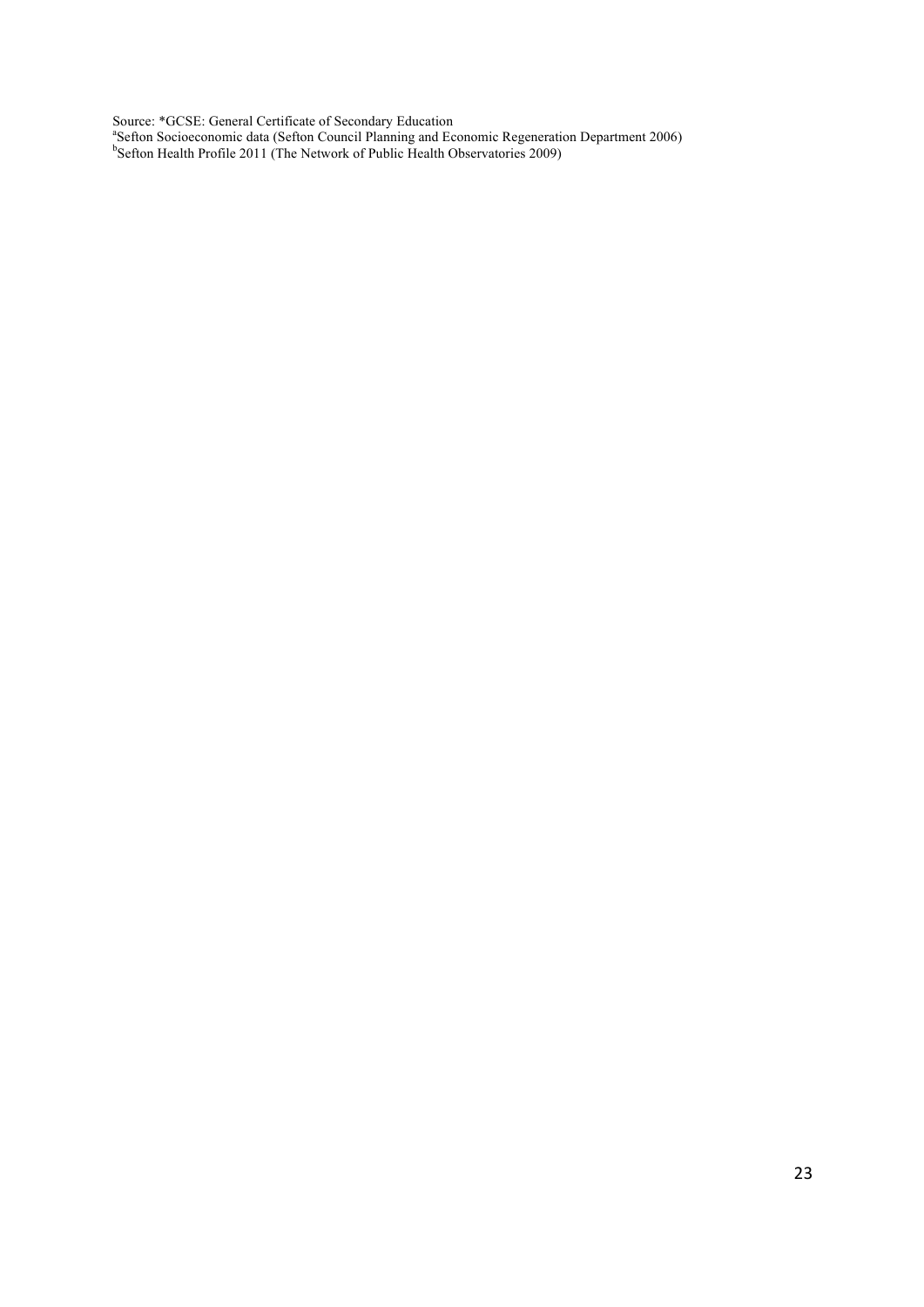Source: *GCSE: General Certificate of Secondary Education

[a]Sefton Socioeconomic data (Sefton Council Planning and Economic Regeneration Department 2006)

[b]Sefton Health Profile 2011 (The Network of Public Health Observatories 2009)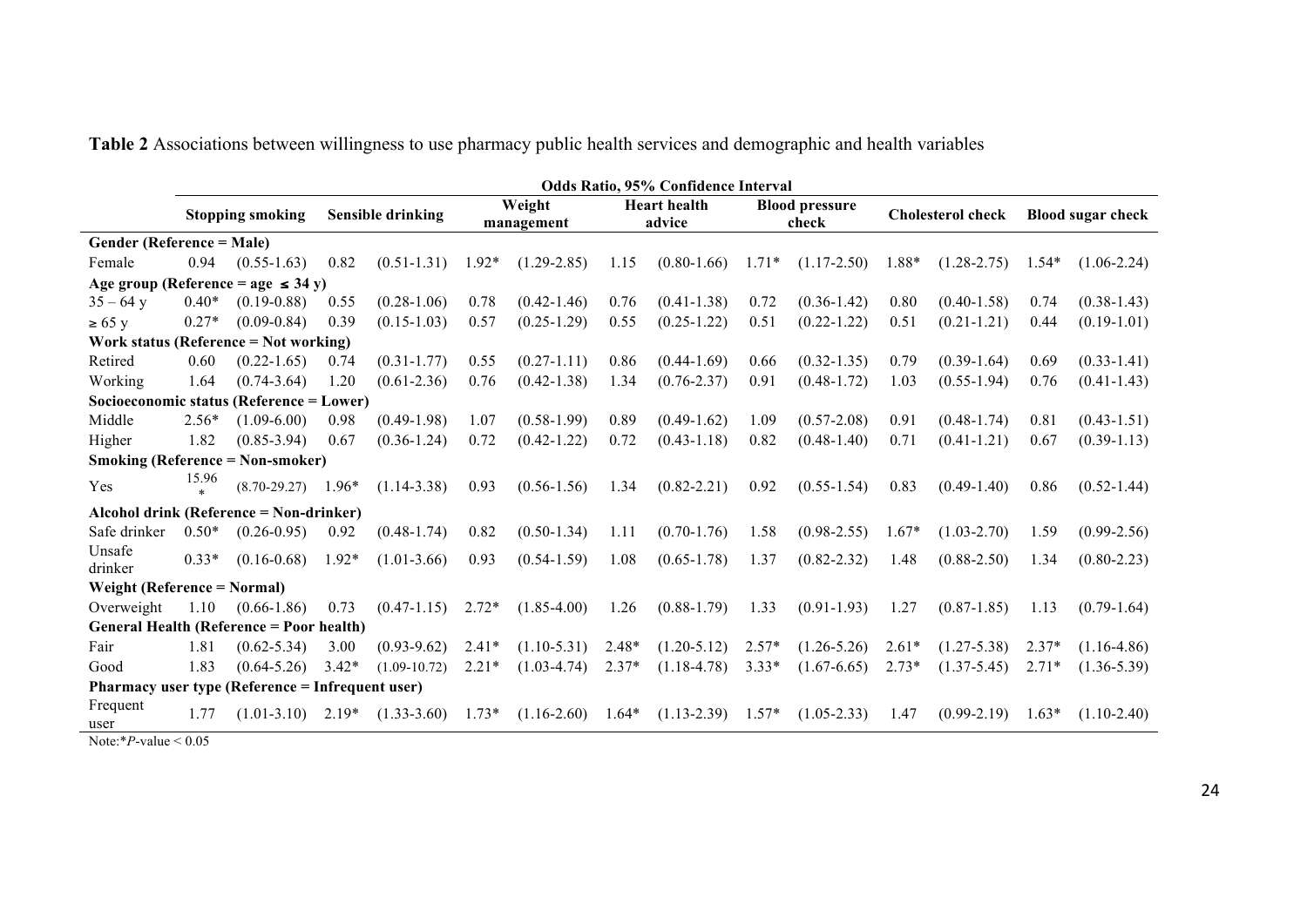**Table 2** Associations between willingness to use pharmacy public health services and demographic and health variables

| | Odds Ratio, 95% Confidence Interval | | | | | | | | | | | | | |
|---|---|---|---|---|---|---|---|---|---|---|---|---|---|---|
| | Stopping smoking | | Sensible drinking | | Weight management | | Heart health advice | | Blood pressure check | | Cholesterol check | | Blood sugar check | |
| **Gender (Reference = Male)** | | | | | | | | | | | | | | |
| Female | 0.94 | (0.55-1.63) | 0.82 | (0.51-1.31) | 1.92* | (1.29-2.85) | 1.15 | (0.80-1.66) | 1.71* | (1.17-2.50) | 1.88* | (1.28-2.75) | 1.54* | (1.06-2.24) |
| **Age group (Reference = age ≤ 34 y)** | | | | | | | | | | | | | | |
| 35 – 64 y | 0.40* | (0.19-0.88) | 0.55 | (0.28-1.06) | 0.78 | (0.42-1.46) | 0.76 | (0.41-1.38) | 0.72 | (0.36-1.42) | 0.80 | (0.40-1.58) | 0.74 | (0.38-1.43) |
| ≥ 65 y | 0.27* | (0.09-0.84) | 0.39 | (0.15-1.03) | 0.57 | (0.25-1.29) | 0.55 | (0.25-1.22) | 0.51 | (0.22-1.22) | 0.51 | (0.21-1.21) | 0.44 | (0.19-1.01) |
| **Work status (Reference = Not working)** | | | | | | | | | | | | | | |
| Retired | 0.60 | (0.22-1.65) | 0.74 | (0.31-1.77) | 0.55 | (0.27-1.11) | 0.86 | (0.44-1.69) | 0.66 | (0.32-1.35) | 0.79 | (0.39-1.64) | 0.69 | (0.33-1.41) |
| Working | 1.64 | (0.74-3.64) | 1.20 | (0.61-2.36) | 0.76 | (0.42-1.38) | 1.34 | (0.76-2.37) | 0.91 | (0.48-1.72) | 1.03 | (0.55-1.94) | 0.76 | (0.41-1.43) |
| **Socioeconomic status (Reference = Lower)** | | | | | | | | | | | | | | |
| Middle | 2.56* | (1.09-6.00) | 0.98 | (0.49-1.98) | 1.07 | (0.58-1.99) | 0.89 | (0.49-1.62) | 1.09 | (0.57-2.08) | 0.91 | (0.48-1.74) | 0.81 | (0.43-1.51) |
| Higher | 1.82 | (0.85-3.94) | 0.67 | (0.36-1.24) | 0.72 | (0.42-1.22) | 0.72 | (0.43-1.18) | 0.82 | (0.48-1.40) | 0.71 | (0.41-1.21) | 0.67 | (0.39-1.13) |
| **Smoking (Reference = Non-smoker)** | | | | | | | | | | | | | | |
| Yes | 15.96* | (8.70-29.27) | 1.96* | (1.14-3.38) | 0.93 | (0.56-1.56) | 1.34 | (0.82-2.21) | 0.92 | (0.55-1.54) | 0.83 | (0.49-1.40) | 0.86 | (0.52-1.44) |
| **Alcohol drink (Reference = Non-drinker)** | | | | | | | | | | | | | | |
| Safe drinker | 0.50* | (0.26-0.95) | 0.92 | (0.48-1.74) | 0.82 | (0.50-1.34) | 1.11 | (0.70-1.76) | 1.58 | (0.98-2.55) | 1.67* | (1.03-2.70) | 1.59 | (0.99-2.56) |
| Unsafe drinker | 0.33* | (0.16-0.68) | 1.92* | (1.01-3.66) | 0.93 | (0.54-1.59) | 1.08 | (0.65-1.78) | 1.37 | (0.82-2.32) | 1.48 | (0.88-2.50) | 1.34 | (0.80-2.23) |
| **Weight (Reference = Normal)** | | | | | | | | | | | | | | |
| Overweight | 1.10 | (0.66-1.86) | 0.73 | (0.47-1.15) | 2.72* | (1.85-4.00) | 1.26 | (0.88-1.79) | 1.33 | (0.91-1.93) | 1.27 | (0.87-1.85) | 1.13 | (0.79-1.64) |
| **General Health (Reference = Poor health)** | | | | | | | | | | | | | | |
| Fair | 1.81 | (0.62-5.34) | 3.00 | (0.93-9.62) | 2.41* | (1.10-5.31) | 2.48* | (1.20-5.12) | 2.57* | (1.26-5.26) | 2.61* | (1.27-5.38) | 2.37* | (1.16-4.86) |
| Good | 1.83 | (0.64-5.26) | 3.42* | (1.09-10.72) | 2.21* | (1.03-4.74) | 2.37* | (1.18-4.78) | 3.33* | (1.67-6.65) | 2.73* | (1.37-5.45) | 2.71* | (1.36-5.39) |
| **Pharmacy user type (Reference = Infrequent user)** | | | | | | | | | | | | | | |
| Frequent user | 1.77 | (1.01-3.10) | 2.19* | (1.33-3.60) | 1.73* | (1.16-2.60) | 1.64* | (1.13-2.39) | 1.57* | (1.05-2.33) | 1.47 | (0.99-2.19) | 1.63* | (1.10-2.40) |

Note: **P*-value < 0.05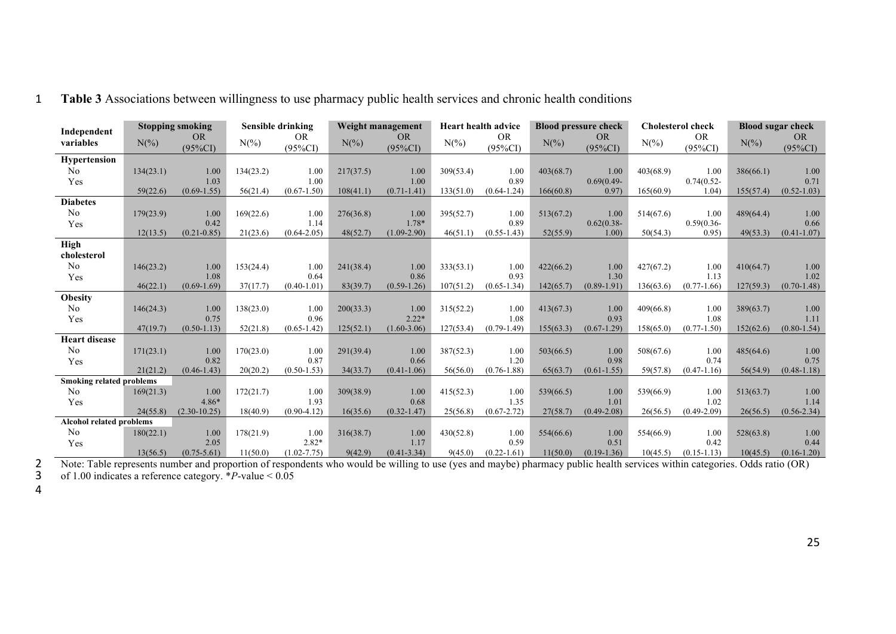**Table 3** Associations between willingness to use pharmacy public health services and chronic health conditions

| Independent variables | Stopping smoking | | Sensible drinking | | Weight management | | Heart health advice | | Blood pressure check | | Cholesterol check | | Blood sugar check | |
|---|---|---|---|---|---|---|---|---|---|---|---|---|---|---|
| | N(%) | OR (95%CI) | N(%) | OR (95%CI) | N(%) | OR (95%CI) | N(%) | OR (95%CI) | N(%) | OR (95%CI) | N(%) | OR (95%CI) | N(%) | OR (95%CI) |
| **Hypertension** | | | | | | | | | | | | | | |
| No | 134(23.1) | 1.00 | 134(23.2) | 1.00 | 217(37.5) | 1.00 | 309(53.4) | 1.00 | 403(68.7) | 1.00 | 403(68.9) | 1.00 | 386(66.1) | 1.00 |
| Yes | 59(22.6) | 1.03 (0.69-1.55) | 56(21.4) | 1.00 (0.67-1.50) | 108(41.1) | 1.00 (0.71-1.41) | 133(51.0) | 0.89 (0.64-1.24) | 166(60.8) | 0.69(0.49-0.97) | 165(60.9) | 0.74(0.52-1.04) | 155(57.4) | 0.71 (0.52-1.03) |
| **Diabetes** | | | | | | | | | | | | | | |
| No | 179(23.9) | 1.00 | 169(22.6) | 1.00 | 276(36.8) | 1.00 | 395(52.7) | 1.00 | 513(67.2) | 1.00 | 514(67.6) | 1.00 | 489(64.4) | 1.00 |
| Yes | 12(13.5) | 0.42 (0.21-0.85) | 21(23.6) | 1.14 (0.64-2.05) | 48(52.7) | 1.78* (1.09-2.90) | 46(51.1) | 0.89 (0.55-1.43) | 52(55.9) | 0.62(0.38-1.00) | 50(54.3) | 0.59(0.36-0.95) | 49(53.3) | 0.66 (0.41-1.07) |
| **High cholesterol** | | | | | | | | | | | | | | |
| No | 146(23.2) | 1.00 | 153(24.4) | 1.00 | 241(38.4) | 1.00 | 333(53.1) | 1.00 | 422(66.2) | 1.00 | 427(67.2) | 1.00 | 410(64.7) | 1.00 |
| Yes | 46(22.1) | 1.08 (0.69-1.69) | 37(17.7) | 0.64 (0.40-1.01) | 83(39.7) | 0.86 (0.59-1.26) | 107(51.2) | 0.93 (0.65-1.34) | 142(65.7) | 1.30 (0.89-1.91) | 136(63.6) | 1.13 (0.77-1.66) | 127(59.3) | 1.02 (0.70-1.48) |
| **Obesity** | | | | | | | | | | | | | | |
| No | 146(24.3) | 1.00 | 138(23.0) | 1.00 | 200(33.3) | 1.00 | 315(52.2) | 1.00 | 413(67.3) | 1.00 | 409(66.8) | 1.00 | 389(63.7) | 1.00 |
| Yes | 47(19.7) | 0.75 (0.50-1.13) | 52(21.8) | 0.96 (0.65-1.42) | 125(52.1) | 2.22* (1.60-3.06) | 127(53.4) | 1.08 (0.79-1.49) | 155(63.3) | 0.93 (0.67-1.29) | 158(65.0) | 1.08 (0.77-1.50) | 152(62.6) | 1.11 (0.80-1.54) |
| **Heart disease** | | | | | | | | | | | | | | |
| No | 171(23.1) | 1.00 | 170(23.0) | 1.00 | 291(39.4) | 1.00 | 387(52.3) | 1.00 | 503(66.5) | 1.00 | 508(67.6) | 1.00 | 485(64.6) | 1.00 |
| Yes | 21(21.2) | 0.82 (0.46-1.43) | 20(20.2) | 0.87 (0.50-1.53) | 34(33.7) | 0.66 (0.41-1.06) | 56(56.0) | 1.20 (0.76-1.88) | 65(63.7) | 0.98 (0.61-1.55) | 59(57.8) | 0.74 (0.47-1.16) | 56(54.9) | 0.75 (0.48-1.18) |
| **Smoking related problems** | | | | | | | | | | | | | | |
| No | 169(21.3) | 1.00 | 172(21.7) | 1.00 | 309(38.9) | 1.00 | 415(52.3) | 1.00 | 539(66.5) | 1.00 | 539(66.9) | 1.00 | 513(63.7) | 1.00 |
| Yes | 24(55.8) | 4.86* (2.30-10.25) | 18(40.9) | 1.93 (0.90-4.12) | 16(35.6) | 0.68 (0.32-1.47) | 25(56.8) | 1.35 (0.67-2.72) | 27(58.7) | 1.01 (0.49-2.08) | 26(56.5) | 1.02 (0.49-2.09) | 26(56.5) | 1.14 (0.56-2.34) |
| **Alcohol related problems** | | | | | | | | | | | | | | |
| No | 180(22.1) | 1.00 | 178(21.9) | 1.00 | 316(38.7) | 1.00 | 430(52.8) | 1.00 | 554(66.6) | 1.00 | 554(66.9) | 1.00 | 528(63.8) | 1.00 |
| Yes | 13(56.5) | 2.05 (0.75-5.61) | 11(50.0) | 2.82* (1.02-7.75) | 9(42.9) | 1.17 (0.41-3.34) | 9(45.0) | 0.59 (0.22-1.61) | 11(50.0) | 0.51 (0.19-1.36) | 10(45.5) | 0.42 (0.15-1.13) | 10(45.5) | 0.44 (0.16-1.20) |

Note: Table represents number and proportion of respondents who would be willing to use (yes and maybe) pharmacy public health services within categories. Odds ratio (OR) of 1.00 indicates a reference category. *$P$-value < 0.05